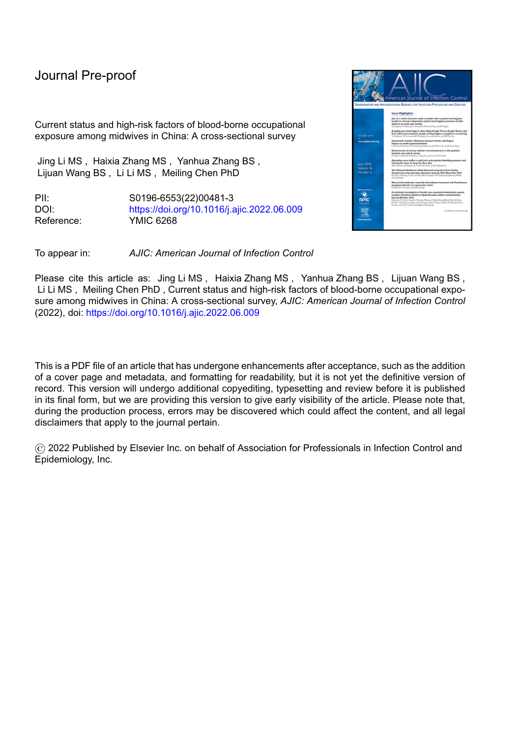Journal Pre-proof

Current status and high-risk factors of blood-borne occupational exposure among midwives in China: A cross-sectional survey

Jing Li MS , Haixia Zhang MS , Yanhua Zhang BS , Lijuan Wang BS , Li Li MS , Meiling Chen PhD

| | |
|---|---|
| PII: | S0196-6553(22)00481-3 |
| DOI: | https://doi.org/10.1016/j.ajic.2022.06.009 |
| Reference: | YMIC 6268 |

To appear in: *AJIC: American Journal of Infection Control*

Please cite this article as: Jing Li MS , Haixia Zhang MS , Yanhua Zhang BS , Lijuan Wang BS , Li Li MS , Meiling Chen PhD , Current status and high-risk factors of blood-borne occupational exposure among midwives in China: A cross-sectional survey, *AJIC: American Journal of Infection Control* (2022), doi: https://doi.org/10.1016/j.ajic.2022.06.009

This is a PDF file of an article that has undergone enhancements after acceptance, such as the addition of a cover page and metadata, and formatting for readability, but it is not yet the definitive version of record. This version will undergo additional copyediting, typesetting and review before it is published in its final form, but we are providing this version to give early visibility of the article. Please note that, during the production process, errors may be discovered which could affect the content, and all legal disclaimers that apply to the journal pertain.

© 2022 Published by Elsevier Inc. on behalf of Association for Professionals in Infection Control and Epidemiology, Inc.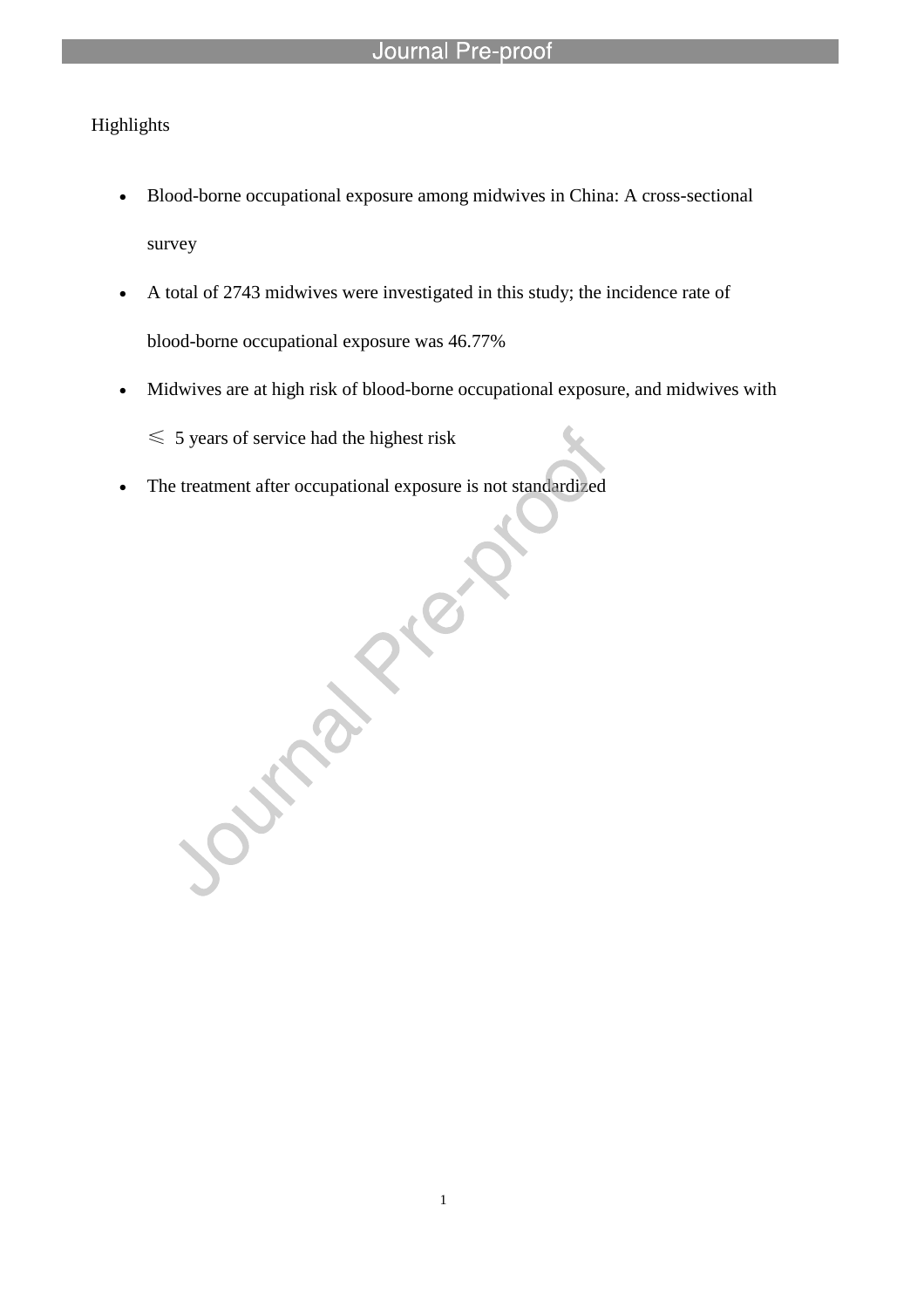Highlights

- Blood-borne occupational exposure among midwives in China: A cross-sectional survey
- A total of 2743 midwives were investigated in this study; the incidence rate of blood-borne occupational exposure was 46.77%
- Midwives are at high risk of blood-borne occupational exposure, and midwives with ≤ 5 years of service had the highest risk
- The treatment after occupational exposure is not standardized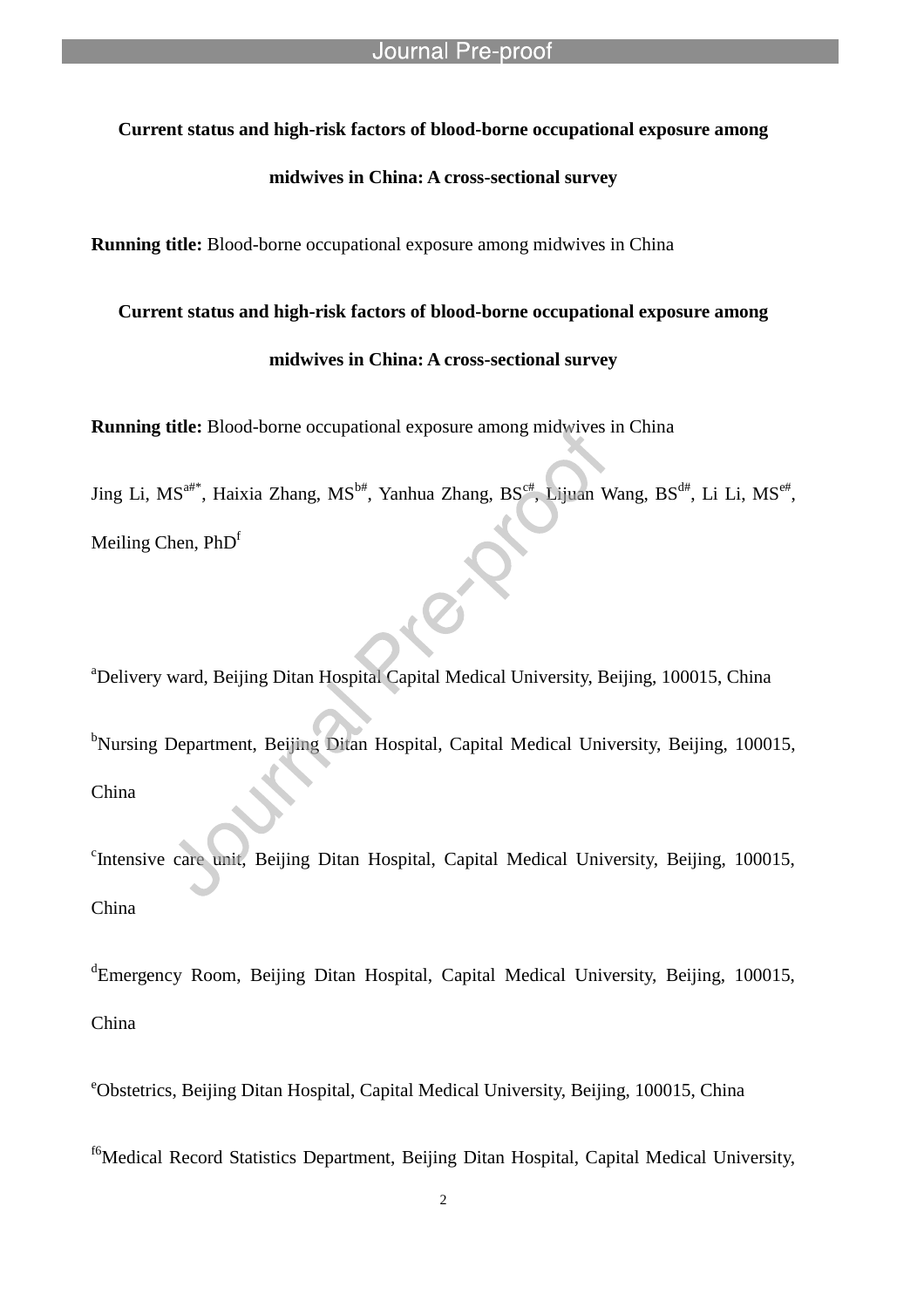**Current status and high-risk factors of blood-borne occupational exposure among midwives in China: A cross-sectional survey**

**Running title:** Blood-borne occupational exposure among midwives in China

**Current status and high-risk factors of blood-borne occupational exposure among midwives in China: A cross-sectional survey**

**Running title:** Blood-borne occupational exposure among midwives in China

Jing Li, MS[a#*], Haixia Zhang, MS[b#], Yanhua Zhang, BS[c#], Lijuan Wang, BS[d#], Li Li, MS[e#], Meiling Chen, PhD[f]

[a]Delivery ward, Beijing Ditan Hospital Capital Medical University, Beijing, 100015, China

[b]Nursing Department, Beijing Ditan Hospital, Capital Medical University, Beijing, 100015, China

[c]Intensive care unit, Beijing Ditan Hospital, Capital Medical University, Beijing, 100015, China

[d]Emergency Room, Beijing Ditan Hospital, Capital Medical University, Beijing, 100015, China

[e]Obstetrics, Beijing Ditan Hospital, Capital Medical University, Beijing, 100015, China

[f6]Medical Record Statistics Department, Beijing Ditan Hospital, Capital Medical University,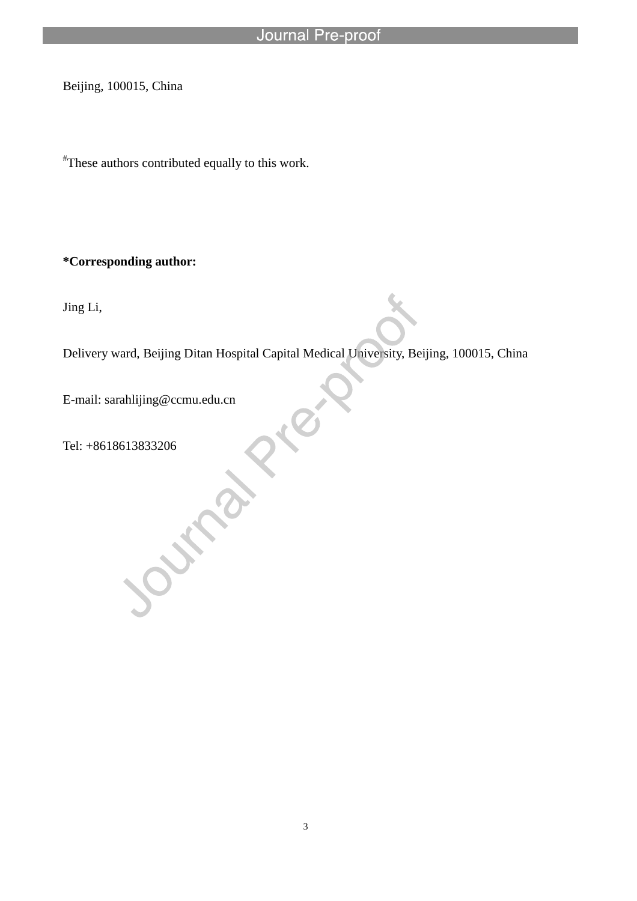Beijing, 100015, China

#These authors contributed equally to this work.

**\*Corresponding author:**

Jing Li,

Delivery ward, Beijing Ditan Hospital Capital Medical University, Beijing, 100015, China

E-mail: sarahlijing@ccmu.edu.cn

Tel: +8618613833206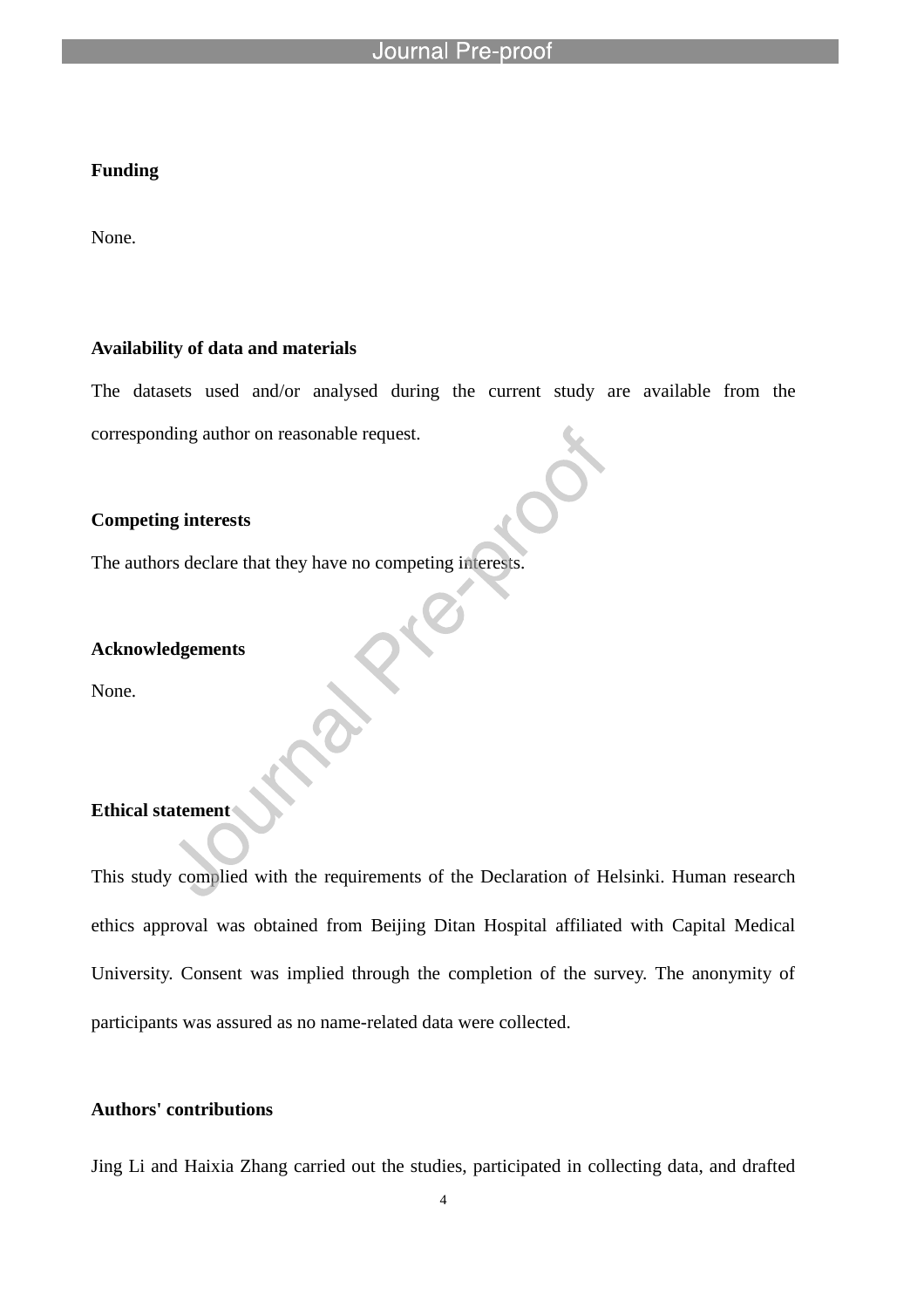**Funding**

None.

**Availability of data and materials**

The datasets used and/or analysed during the current study are available from the corresponding author on reasonable request.

**Competing interests**

The authors declare that they have no competing interests.

**Acknowledgements**

None.

**Ethical statement**

This study complied with the requirements of the Declaration of Helsinki. Human research ethics approval was obtained from Beijing Ditan Hospital affiliated with Capital Medical University. Consent was implied through the completion of the survey. The anonymity of participants was assured as no name-related data were collected.

**Authors' contributions**

Jing Li and Haixia Zhang carried out the studies, participated in collecting data, and drafted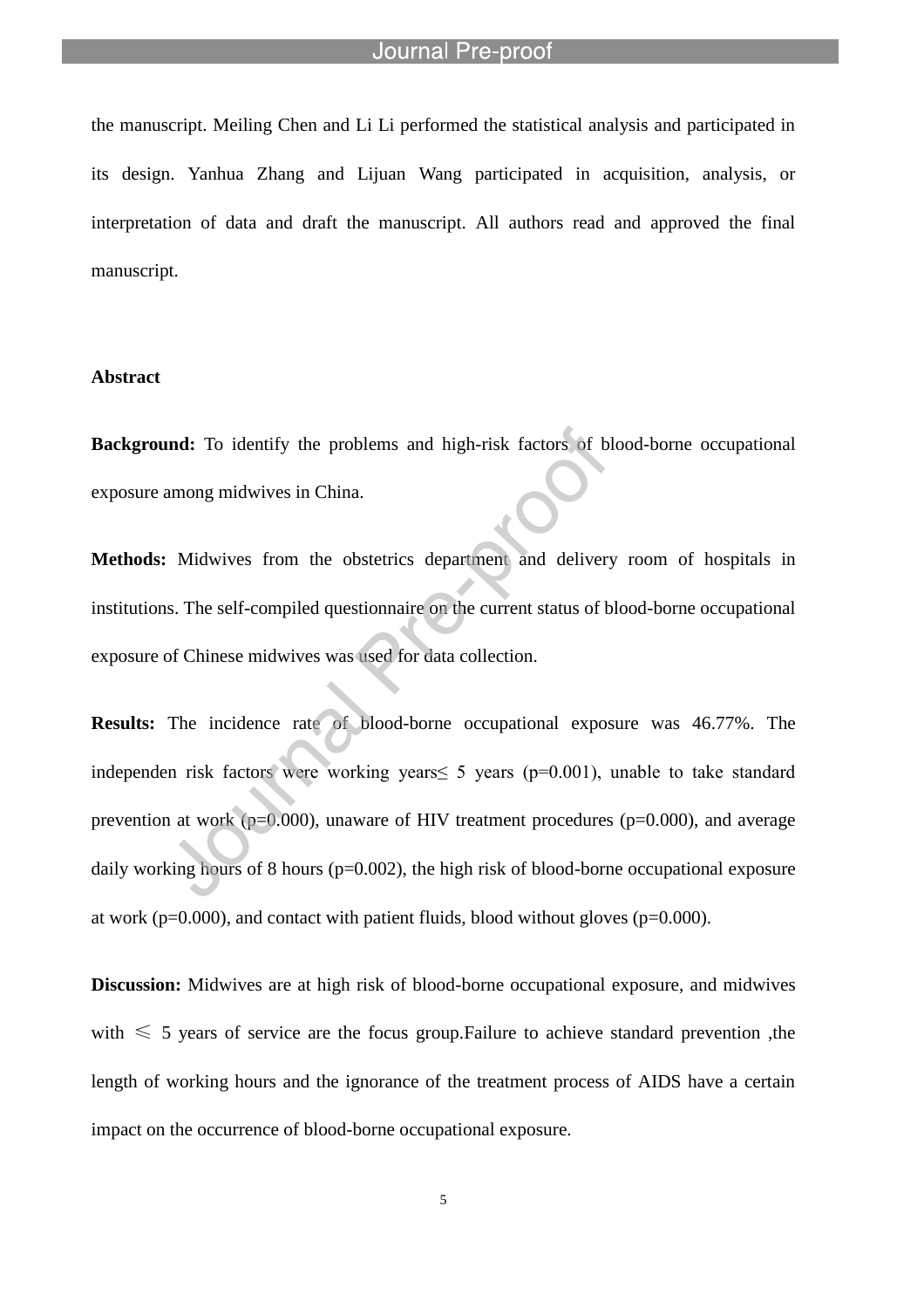the manuscript. Meiling Chen and Li Li performed the statistical analysis and participated in its design. Yanhua Zhang and Lijuan Wang participated in acquisition, analysis, or interpretation of data and draft the manuscript. All authors read and approved the final manuscript.

## Abstract

**Background:** To identify the problems and high-risk factors of blood-borne occupational exposure among midwives in China.

**Methods:** Midwives from the obstetrics department and delivery room of hospitals in institutions. The self-compiled questionnaire on the current status of blood-borne occupational exposure of Chinese midwives was used for data collection.

**Results:** The incidence rate of blood-borne occupational exposure was 46.77%. The independen risk factors were working years≤ 5 years (p=0.001), unable to take standard prevention at work (p=0.000), unaware of HIV treatment procedures (p=0.000), and average daily working hours of 8 hours (p=0.002), the high risk of blood-borne occupational exposure at work (p=0.000), and contact with patient fluids, blood without gloves (p=0.000).

**Discussion:** Midwives are at high risk of blood-borne occupational exposure, and midwives with ≤ 5 years of service are the focus group.Failure to achieve standard prevention ,the length of working hours and the ignorance of the treatment process of AIDS have a certain impact on the occurrence of blood-borne occupational exposure.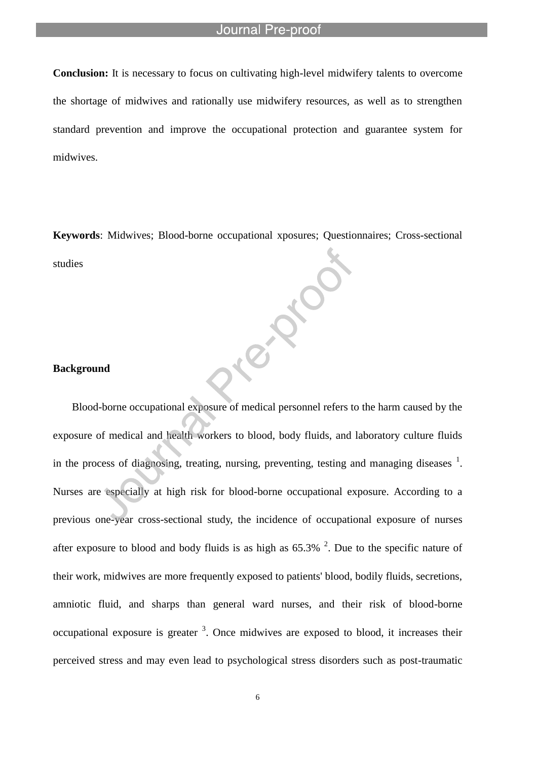**Conclusion:** It is necessary to focus on cultivating high-level midwifery talents to overcome the shortage of midwives and rationally use midwifery resources, as well as to strengthen standard prevention and improve the occupational protection and guarantee system for midwives.

**Keywords**: Midwives; Blood-borne occupational xposures; Questionnaires; Cross-sectional studies

## Background

Blood-borne occupational exposure of medical personnel refers to the harm caused by the exposure of medical and health workers to blood, body fluids, and laboratory culture fluids in the process of diagnosing, treating, nursing, preventing, testing and managing diseases [1]. Nurses are especially at high risk for blood-borne occupational exposure. According to a previous one-year cross-sectional study, the incidence of occupational exposure of nurses after exposure to blood and body fluids is as high as 65.3% [2]. Due to the specific nature of their work, midwives are more frequently exposed to patients' blood, bodily fluids, secretions, amniotic fluid, and sharps than general ward nurses, and their risk of blood-borne occupational exposure is greater [3]. Once midwives are exposed to blood, it increases their perceived stress and may even lead to psychological stress disorders such as post-traumatic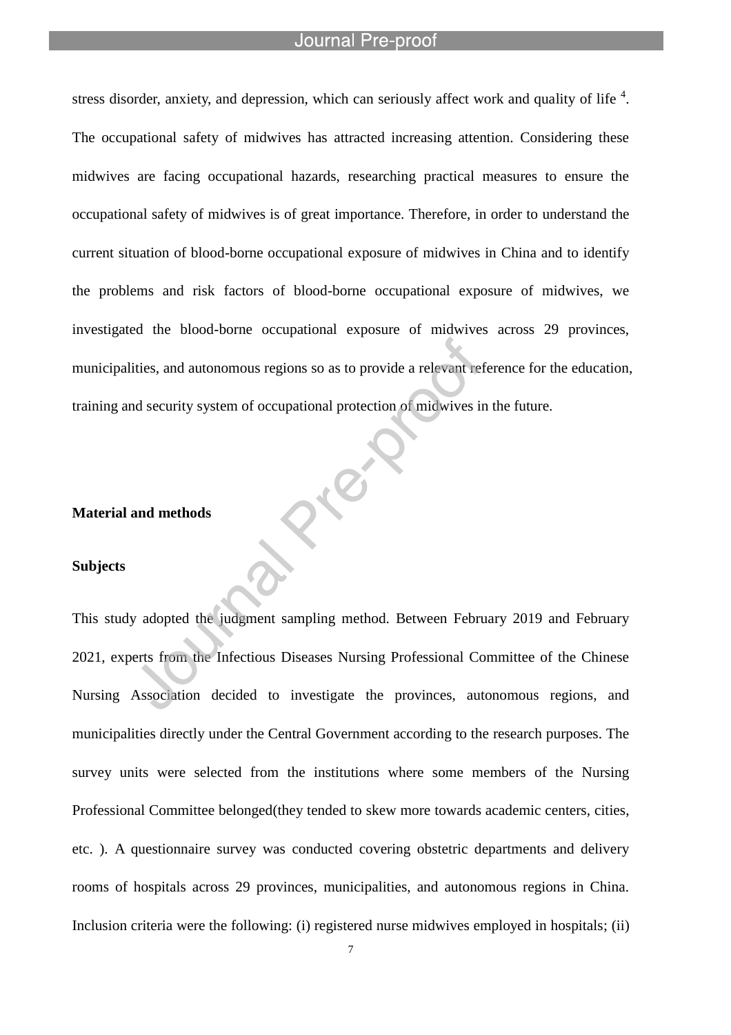stress disorder, anxiety, and depression, which can seriously affect work and quality of life [4]. The occupational safety of midwives has attracted increasing attention. Considering these midwives are facing occupational hazards, researching practical measures to ensure the occupational safety of midwives is of great importance. Therefore, in order to understand the current situation of blood-borne occupational exposure of midwives in China and to identify the problems and risk factors of blood-borne occupational exposure of midwives, we investigated the blood-borne occupational exposure of midwives across 29 provinces, municipalities, and autonomous regions so as to provide a relevant reference for the education, training and security system of occupational protection of midwives in the future.

## Material and methods

### Subjects

This study adopted the judgment sampling method. Between February 2019 and February 2021, experts from the Infectious Diseases Nursing Professional Committee of the Chinese Nursing Association decided to investigate the provinces, autonomous regions, and municipalities directly under the Central Government according to the research purposes. The survey units were selected from the institutions where some members of the Nursing Professional Committee belonged(they tended to skew more towards academic centers, cities, etc. ). A questionnaire survey was conducted covering obstetric departments and delivery rooms of hospitals across 29 provinces, municipalities, and autonomous regions in China. Inclusion criteria were the following: (i) registered nurse midwives employed in hospitals; (ii)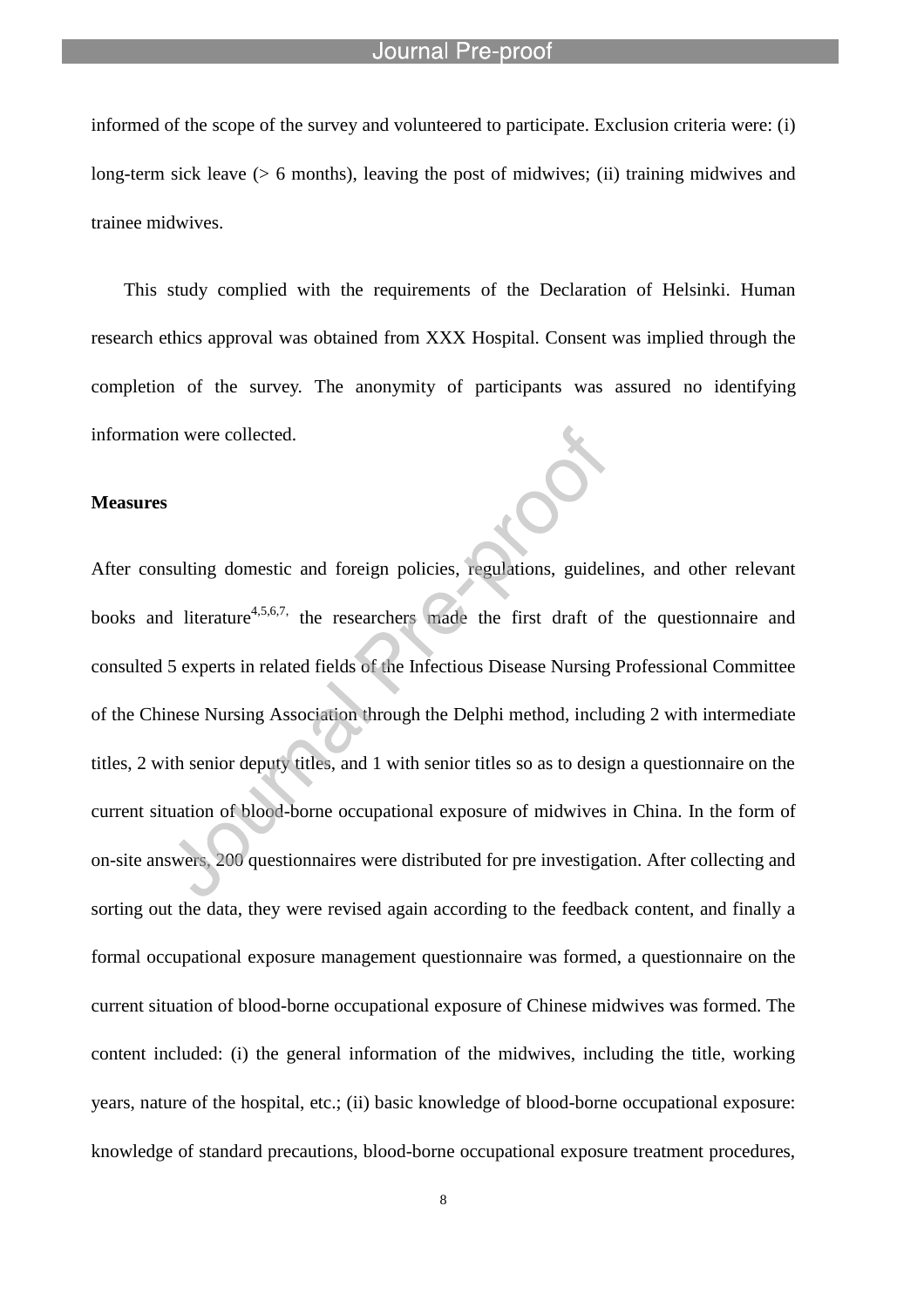informed of the scope of the survey and volunteered to participate. Exclusion criteria were: (i) long-term sick leave (> 6 months), leaving the post of midwives; (ii) training midwives and trainee midwives.

This study complied with the requirements of the Declaration of Helsinki. Human research ethics approval was obtained from XXX Hospital. Consent was implied through the completion of the survey. The anonymity of participants was assured no identifying information were collected.

**Measures**

After consulting domestic and foreign policies, regulations, guidelines, and other relevant books and literature[4,5,6,7,] the researchers made the first draft of the questionnaire and consulted 5 experts in related fields of the Infectious Disease Nursing Professional Committee of the Chinese Nursing Association through the Delphi method, including 2 with intermediate titles, 2 with senior deputy titles, and 1 with senior titles so as to design a questionnaire on the current situation of blood-borne occupational exposure of midwives in China. In the form of on-site answers, 200 questionnaires were distributed for pre investigation. After collecting and sorting out the data, they were revised again according to the feedback content, and finally a formal occupational exposure management questionnaire was formed, a questionnaire on the current situation of blood-borne occupational exposure of Chinese midwives was formed. The content included: (i) the general information of the midwives, including the title, working years, nature of the hospital, etc.; (ii) basic knowledge of blood-borne occupational exposure: knowledge of standard precautions, blood-borne occupational exposure treatment procedures,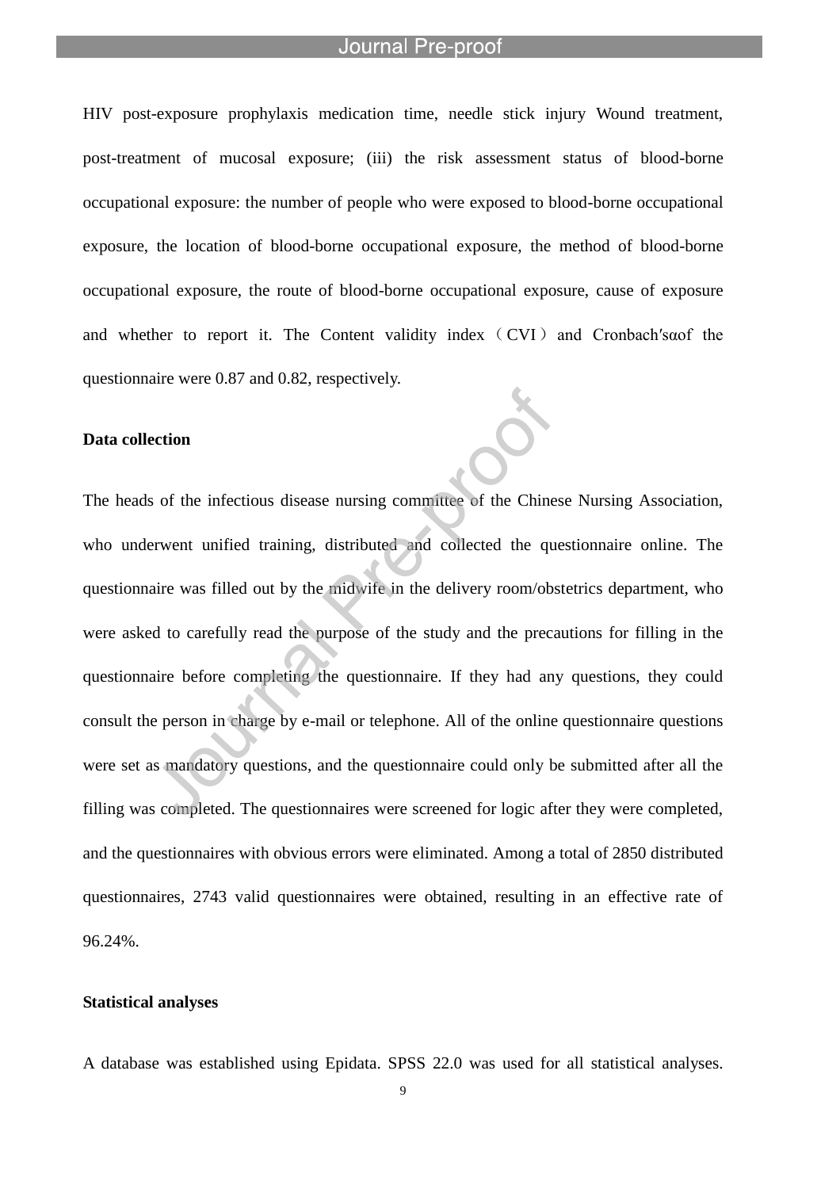HIV post-exposure prophylaxis medication time, needle stick injury Wound treatment, post-treatment of mucosal exposure; (iii) the risk assessment status of blood-borne occupational exposure: the number of people who were exposed to blood-borne occupational exposure, the location of blood-borne occupational exposure, the method of blood-borne occupational exposure, the route of blood-borne occupational exposure, cause of exposure and whether to report it. The Content validity index（CVI）and Cronbach′sαof the questionnaire were 0.87 and 0.82, respectively.

**Data collection**

The heads of the infectious disease nursing committee of the Chinese Nursing Association, who underwent unified training, distributed and collected the questionnaire online. The questionnaire was filled out by the midwife in the delivery room/obstetrics department, who were asked to carefully read the purpose of the study and the precautions for filling in the questionnaire before completing the questionnaire. If they had any questions, they could consult the person in charge by e-mail or telephone. All of the online questionnaire questions were set as mandatory questions, and the questionnaire could only be submitted after all the filling was completed. The questionnaires were screened for logic after they were completed, and the questionnaires with obvious errors were eliminated. Among a total of 2850 distributed questionnaires, 2743 valid questionnaires were obtained, resulting in an effective rate of 96.24%.

**Statistical analyses**

A database was established using Epidata. SPSS 22.0 was used for all statistical analyses.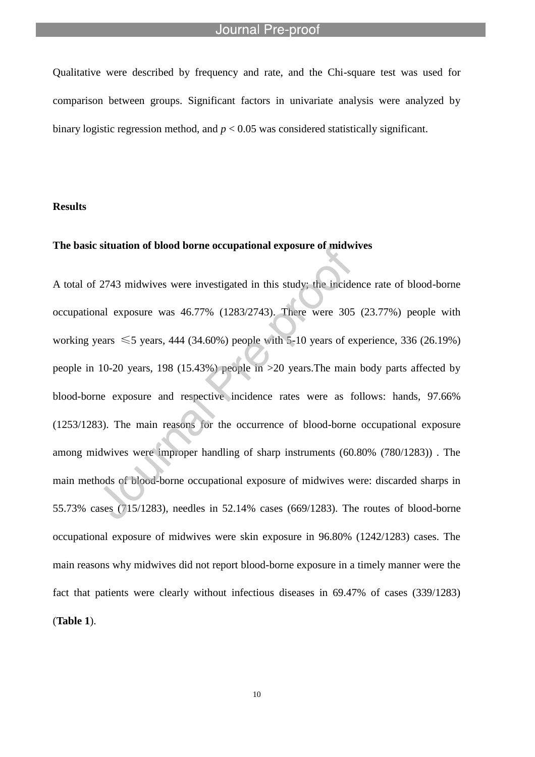Qualitative were described by frequency and rate, and the Chi-square test was used for comparison between groups. Significant factors in univariate analysis were analyzed by binary logistic regression method, and $p < 0.05$ was considered statistically significant.

## Results

### The basic situation of blood borne occupational exposure of midwives

A total of 2743 midwives were investigated in this study; the incidence rate of blood-borne occupational exposure was 46.77% (1283/2743). There were 305 (23.77%) people with working years ≤5 years, 444 (34.60%) people with 5-10 years of experience, 336 (26.19%) people in 10-20 years, 198 (15.43%) people in >20 years.The main body parts affected by blood-borne exposure and respective incidence rates were as follows: hands, 97.66% (1253/1283). The main reasons for the occurrence of blood-borne occupational exposure among midwives were improper handling of sharp instruments (60.80% (780/1283)) . The main methods of blood-borne occupational exposure of midwives were: discarded sharps in 55.73% cases (715/1283), needles in 52.14% cases (669/1283). The routes of blood-borne occupational exposure of midwives were skin exposure in 96.80% (1242/1283) cases. The main reasons why midwives did not report blood-borne exposure in a timely manner were the fact that patients were clearly without infectious diseases in 69.47% of cases (339/1283) (**Table 1**).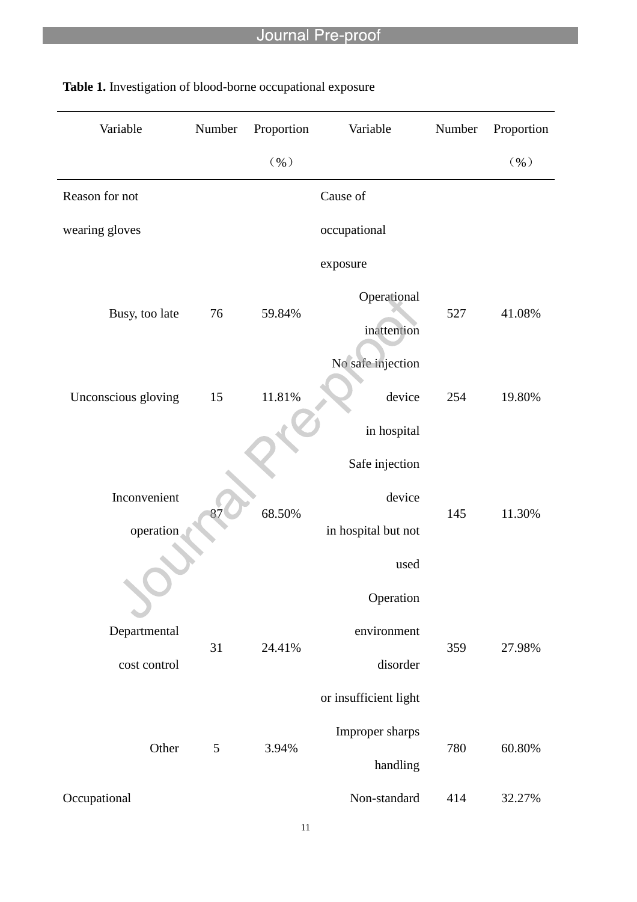**Table 1.** Investigation of blood-borne occupational exposure

| Variable | Number | Proportion （%） | Variable | Number | Proportion （%） |
|---|---|---|---|---|---|
| Reason for not wearing gloves | | | Cause of occupational exposure | | |
| Busy, too late | 76 | 59.84% | Operational inattention | 527 | 41.08% |
| Unconscious gloving | 15 | 11.81% | No safe injection device in hospital | 254 | 19.80% |
| Inconvenient operation | 87 | 68.50% | Safe injection device in hospital but not used | 145 | 11.30% |
| Departmental cost control | 31 | 24.41% | Operation environment disorder or insufficient light | 359 | 27.98% |
| Other | 5 | 3.94% | Improper sharps handling | 780 | 60.80% |
| Occupational | | | Non-standard | 414 | 32.27% |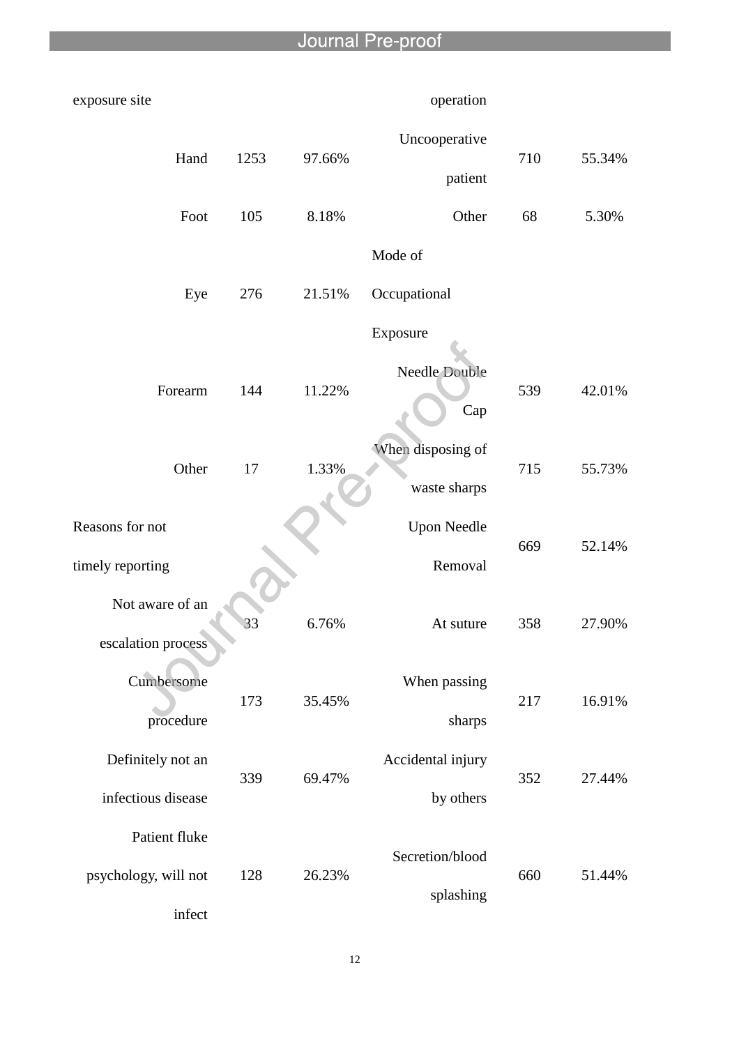| | | | | | |
|---|---|---|---|---|---|
| exposure site | | | operation | | |
| Hand | 1253 | 97.66% | Uncooperative patient | 710 | 55.34% |
| Foot | 105 | 8.18% | Other | 68 | 5.30% |
| Eye | 276 | 21.51% | Mode of Occupational Exposure | | |
| Forearm | 144 | 11.22% | Needle Double Cap | 539 | 42.01% |
| Other | 17 | 1.33% | When disposing of waste sharps | 715 | 55.73% |
| Reasons for not timely reporting | | | Upon Needle Removal | 669 | 52.14% |
| Not aware of an escalation process | 33 | 6.76% | At suture | 358 | 27.90% |
| Cumbersome procedure | 173 | 35.45% | When passing sharps | 217 | 16.91% |
| Definitely not an infectious disease | 339 | 69.47% | Accidental injury by others | 352 | 27.44% |
| Patient fluke psychology, will not infect | 128 | 26.23% | Secretion/blood splashing | 660 | 51.44% |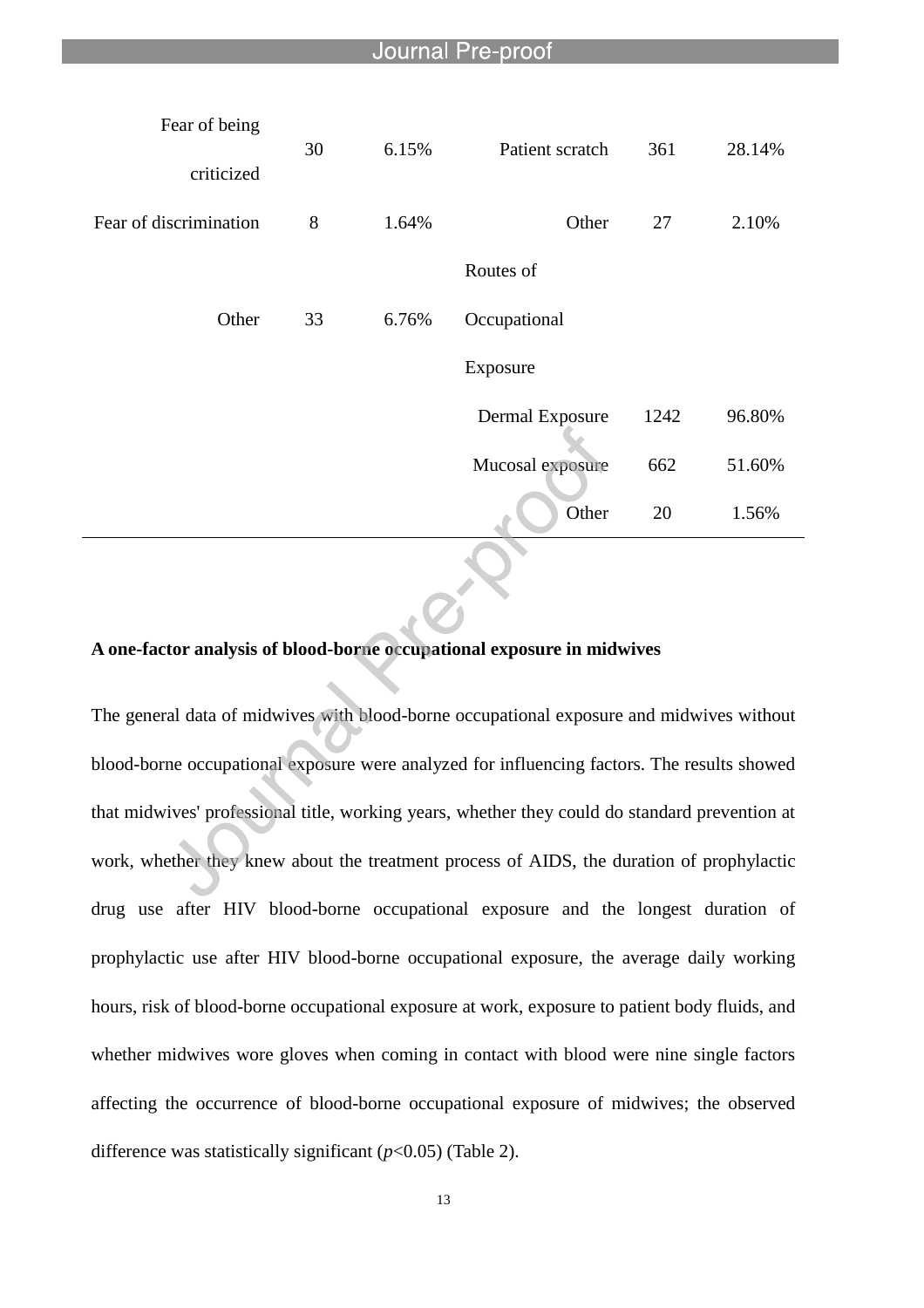| | | | | | |
|---|---|---|---|---|---|
| Fear of being criticized | 30 | 6.15% | Patient scratch | 361 | 28.14% |
| Fear of discrimination | 8 | 1.64% | Other | 27 | 2.10% |
| Other | 33 | 6.76% | Routes of Occupational Exposure | | |
| | | | Dermal Exposure | 1242 | 96.80% |
| | | | Mucosal exposure | 662 | 51.60% |
| | | | Other | 20 | 1.56% |

**A one-factor analysis of blood-borne occupational exposure in midwives**

The general data of midwives with blood-borne occupational exposure and midwives without blood-borne occupational exposure were analyzed for influencing factors. The results showed that midwives' professional title, working years, whether they could do standard prevention at work, whether they knew about the treatment process of AIDS, the duration of prophylactic drug use after HIV blood-borne occupational exposure and the longest duration of prophylactic use after HIV blood-borne occupational exposure, the average daily working hours, risk of blood-borne occupational exposure at work, exposure to patient body fluids, and whether midwives wore gloves when coming in contact with blood were nine single factors affecting the occurrence of blood-borne occupational exposure of midwives; the observed difference was statistically significant ($p<0.05$) (Table 2).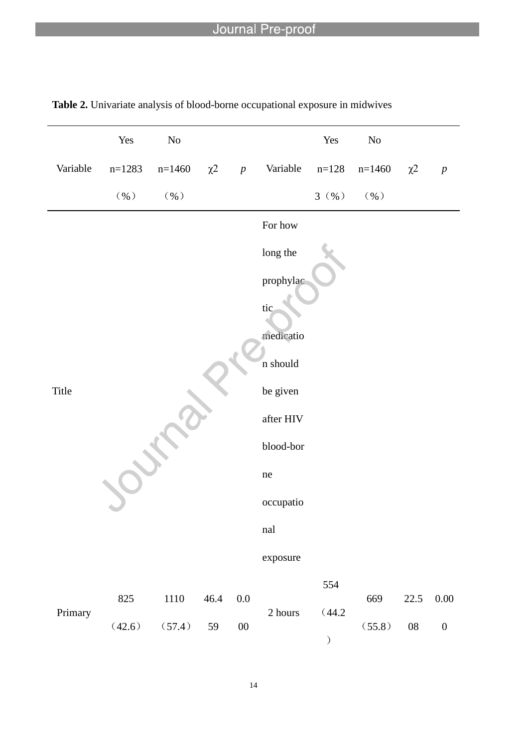**Table 2.** Univariate analysis of blood-borne occupational exposure in midwives

| Variable | Yes n=1283 (%) | No n=1460 (%) | χ2 | *p* | Variable | Yes n=1283 (%) | No n=1460 (%) | χ2 | *p* |
|---|---|---|---|---|---|---|---|---|---|
| Title | | | | | For how long the prophylactic medication should be given after HIV blood-borne occupational exposure | | | | |
| Primary | 825 (42.6) | 1110 (57.4) | 46.459 | 0.000 | 2 hours | 554 (44.2) | 669 (55.8) | 22.508 | 0.000 |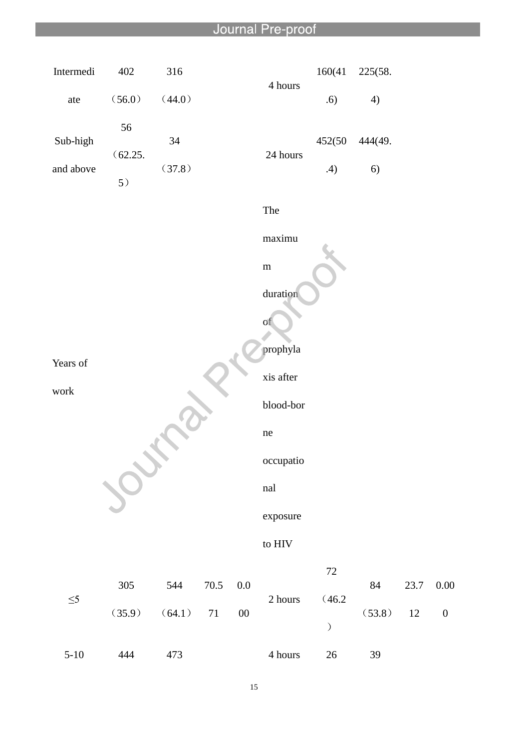| | | | | | | | | | |
|---|---|---|---|---|---|---|---|---|---|
| Intermediate | 402 (56.0) | 316 (44.0) | | | 4 hours | 160(41.6) | 225(58.4) | | |
| Sub-high and above | 56 (62.25.5) | 34 (37.8) | | | 24 hours | 452(50.4) | 444(49.6) | | |
| Years of work | | | | | The maximum duration of prophylaxis after blood-borne occupational exposure to HIV | | | | |
| ≤5 | 305 (35.9) | 544 (64.1) | 70.571 | 0.000 | 2 hours | 72 (46.2) | 84 (53.8) | 23.712 | 0.000 |
| 5-10 | 444 | 473 | | | 4 hours | 26 | 39 | | |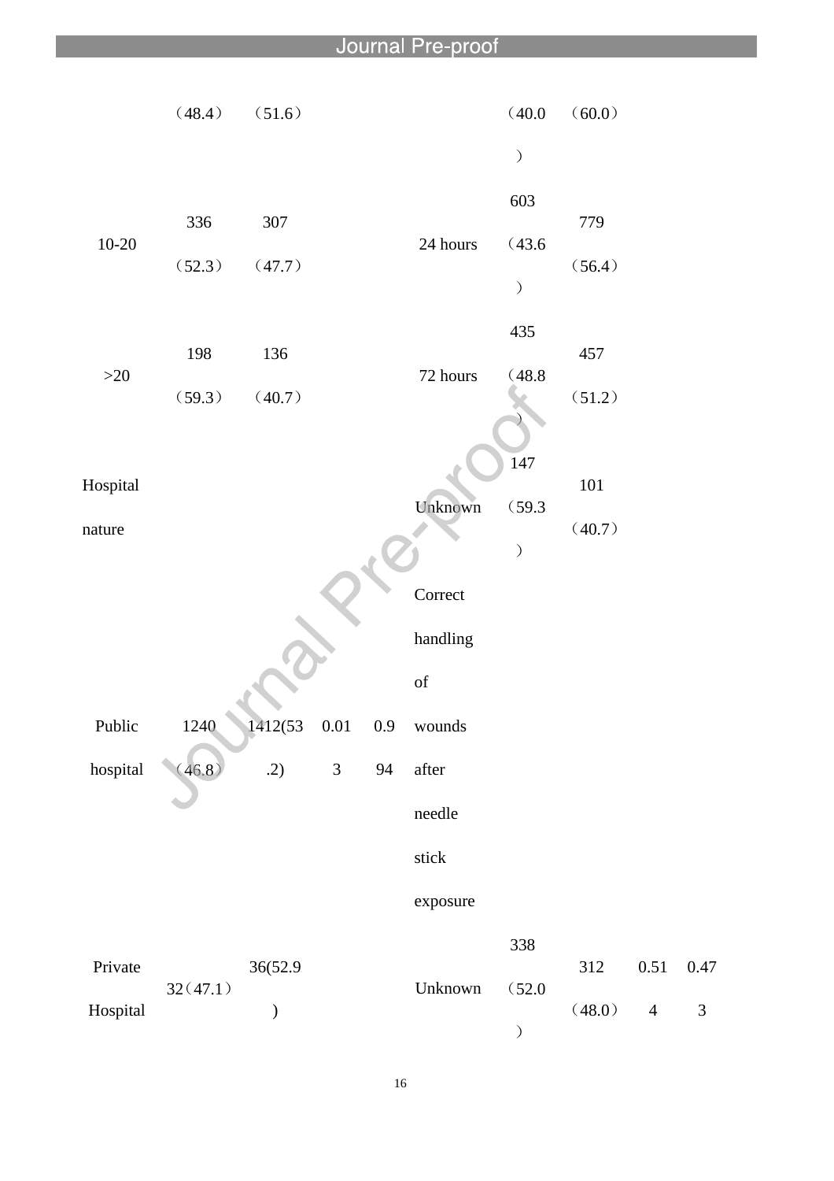| | | | | | | | | | |
|---|---|---|---|---|---|---|---|---|---|
| | （48.4） | （51.6） | | | | （40.0） | （60.0） | | |
| 10-20 | 336（52.3） | 307（47.7） | | | 24 hours | 603（43.6） | 779（56.4） | | |
| >20 | 198（59.3） | 136（40.7） | | | 72 hours | 435（48.8） | 457（51.2） | | |
| Hospital nature | | | | | Unknown | 147（59.3） | 101（40.7） | | |
| Public hospital | 1240（46.8） | 1412(53.2) | 0.013 | 0.994 | Correct handling of wounds after needle stick exposure | | | | |
| Private Hospital | 32（47.1） | 36(52.9) | | | Unknown | 338（52.0） | 312（48.0） | 0.514 | 0.473 |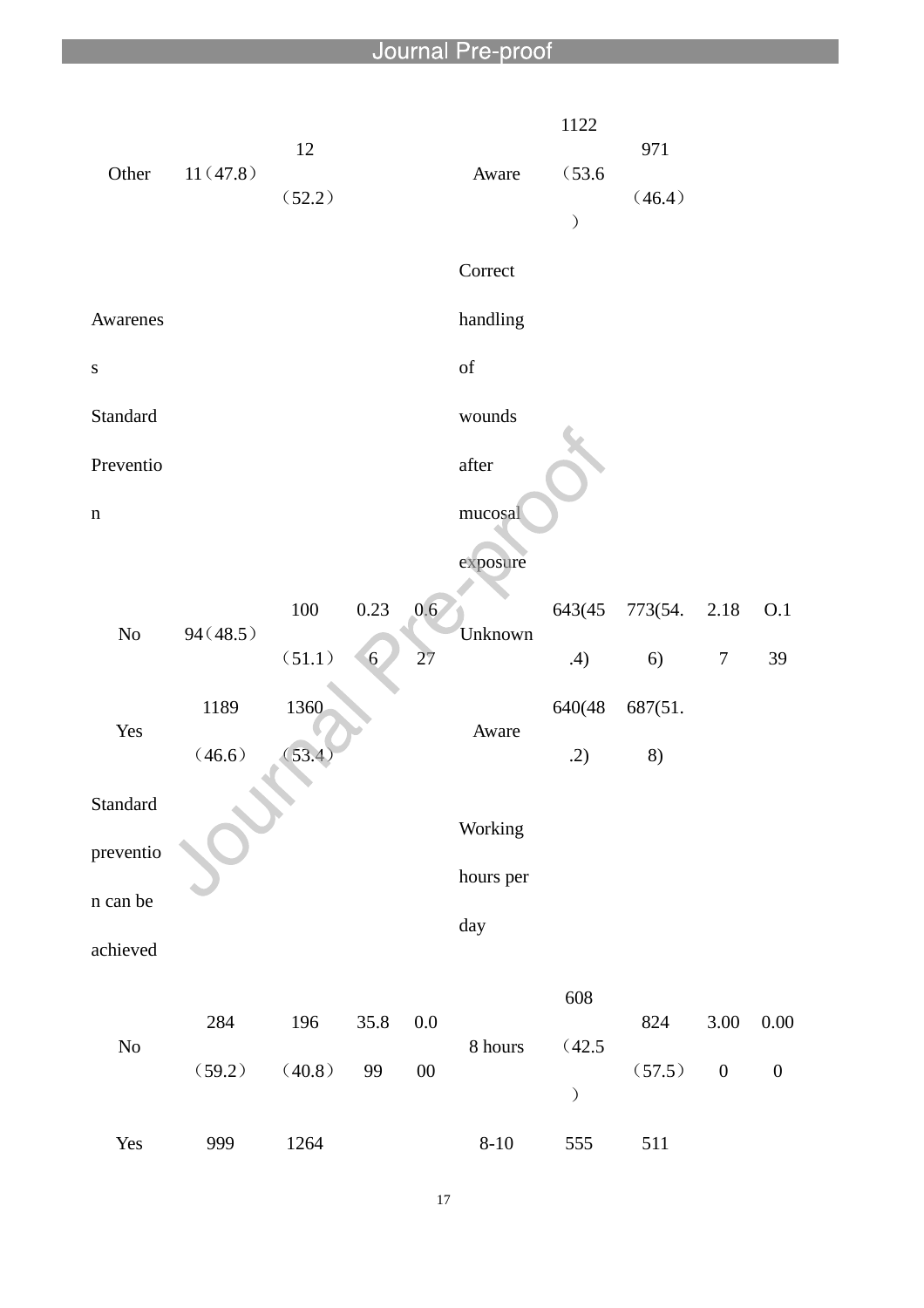| | | | | | | | | | |
|---|---|---|---|---|---|---|---|---|---|
| Other | 11（47.8） | 12（52.2） | | | Aware | 1122（53.6） | 971（46.4） | | |
| Awareness Standard Prevention | | | | | Correct handling of wounds after mucosal exposure | | | | |
| No | 94（48.5） | 100（51.1） | 0.236 | 0.627 | Unknown | 643(45.4) | 773(54.6) | 2.187 | O.139 |
| Yes | 1189（46.6） | 1360（53.4） | | | Aware | 640(48.2) | 687(51.8) | | |
| Standard prevention can be achieved | | | | | Working hours per day | | | | |
| No | 284（59.2） | 196（40.8） | 35.899 | 0.000 | 8 hours | 608（42.5） | 824（57.5） | 3.000 | 0.000 |
| Yes | 999 | 1264 | | | 8-10 | 555 | 511 | | |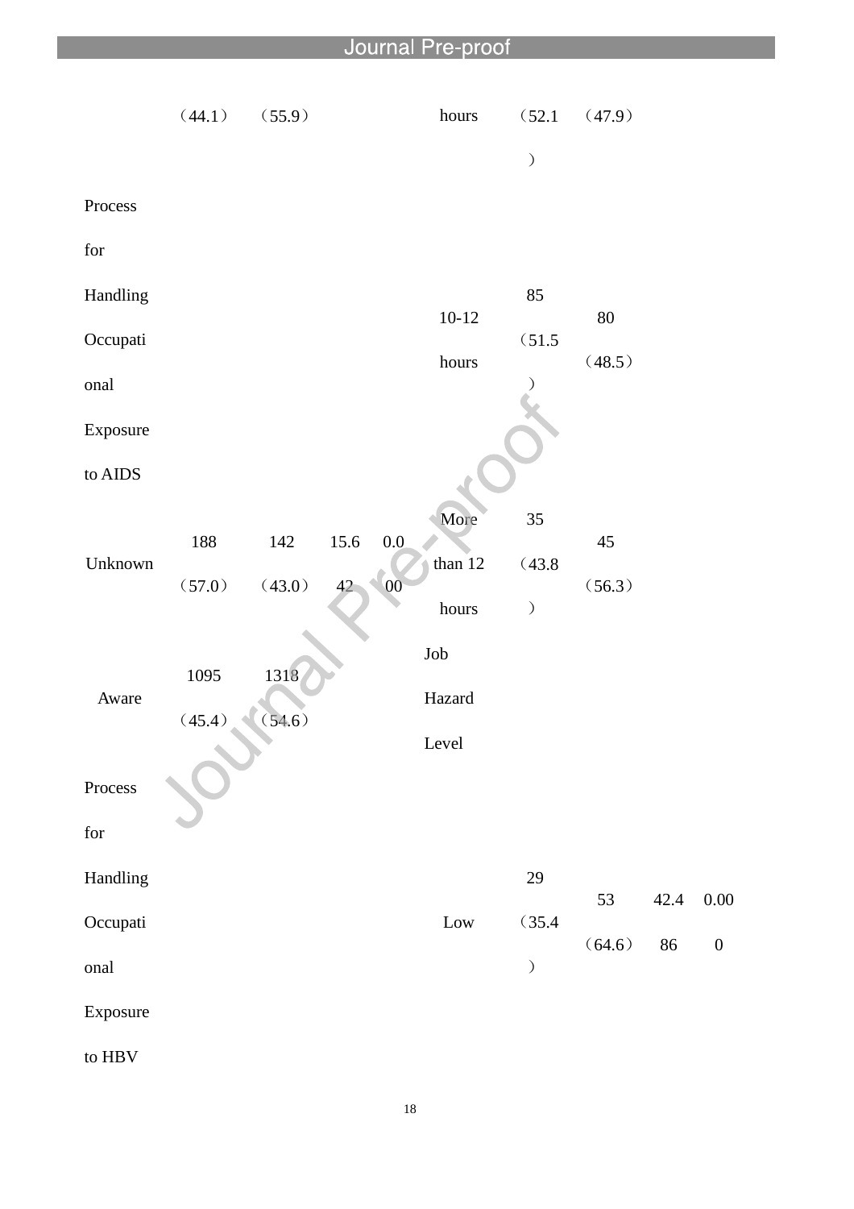| | | | | | | | | | |
|---|---|---|---|---|---|---|---|---|---|
| | (44.1) | (55.9) | | | hours | (52.1) | (47.9) | | |
| Process for Handling Occupational Exposure to AIDS | | | | | 10-12 hours | 85 (51.5) | 80 (48.5) | | |
| Unknown | 188 (57.0) | 142 (43.0) | 15.642 | 0.000 | More than 12 hours | 35 (43.8) | 45 (56.3) | | |
| Aware | 1095 (45.4) | 1318 (54.6) | | | Job Hazard Level | | | | |
| Process for Handling Occupational Exposure to HBV | | | | | Low | 29 (35.4) | 53 (64.6) | 42.486 | 0.000 |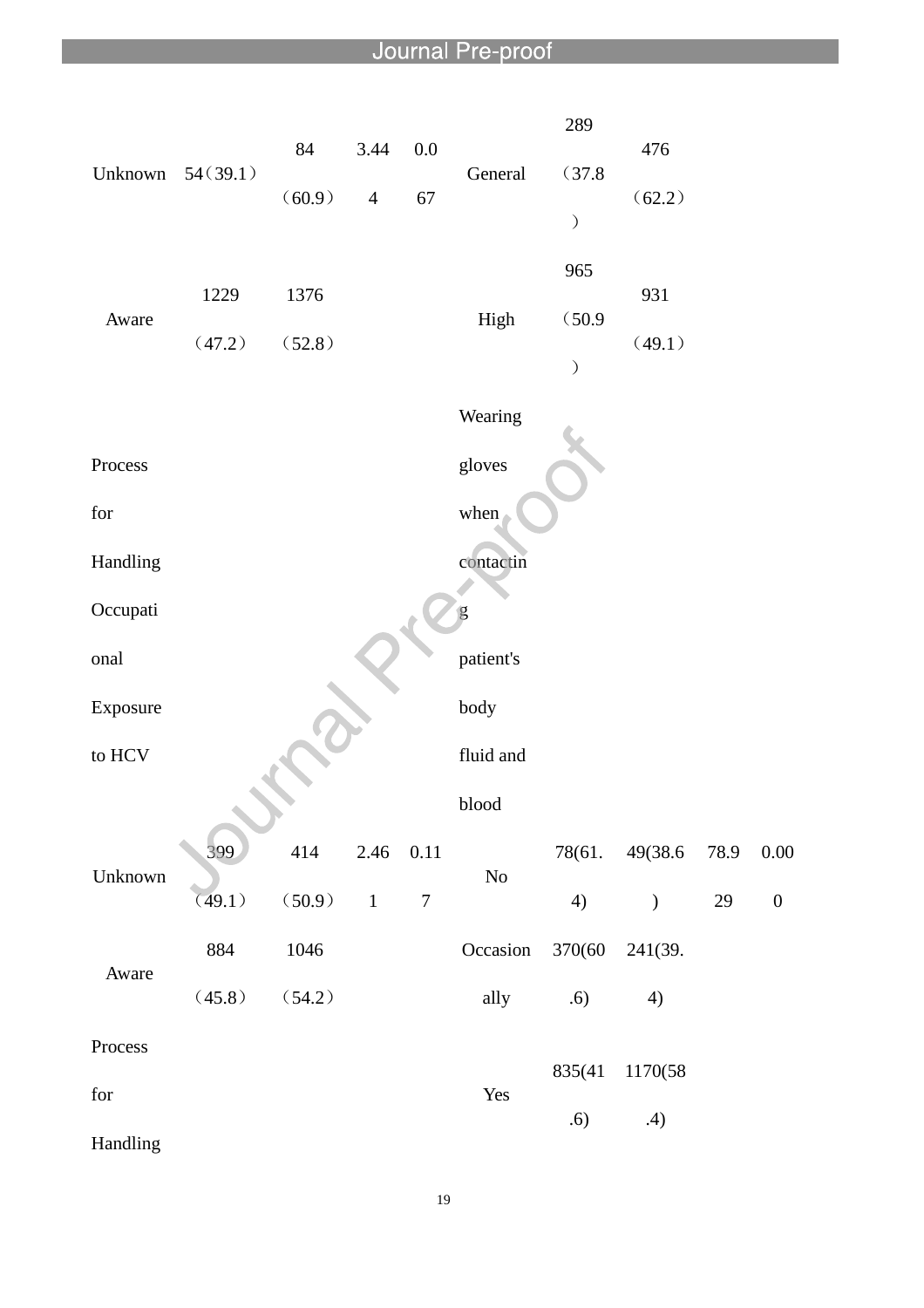| | | | | | | | | | |
|---|---|---|---|---|---|---|---|---|---|
| Unknown | 54（39.1） | 84（60.9） | 3.444 | 0.067 | General | 289（37.8） | 476（62.2） | | |
| Aware | 1229（47.2） | 1376（52.8） | | | High | 965（50.9） | 931（49.1） | | |
| Process for Handling Occupational Exposure to HCV | | | | | Wearing gloves when contacting patient's body fluid and blood | | | | |
| Unknown | 399（49.1） | 414（50.9） | 2.461 | 0.117 | No | 78(61.4) | 49(38.6) | 78.929 | 0.000 |
| Aware | 884（45.8） | 1046（54.2） | | | Occasionally | 370(60.6) | 241(39.4) | | |
| Process for Handling | | | | | Yes | 835(41.6) | 1170(58.4) | | |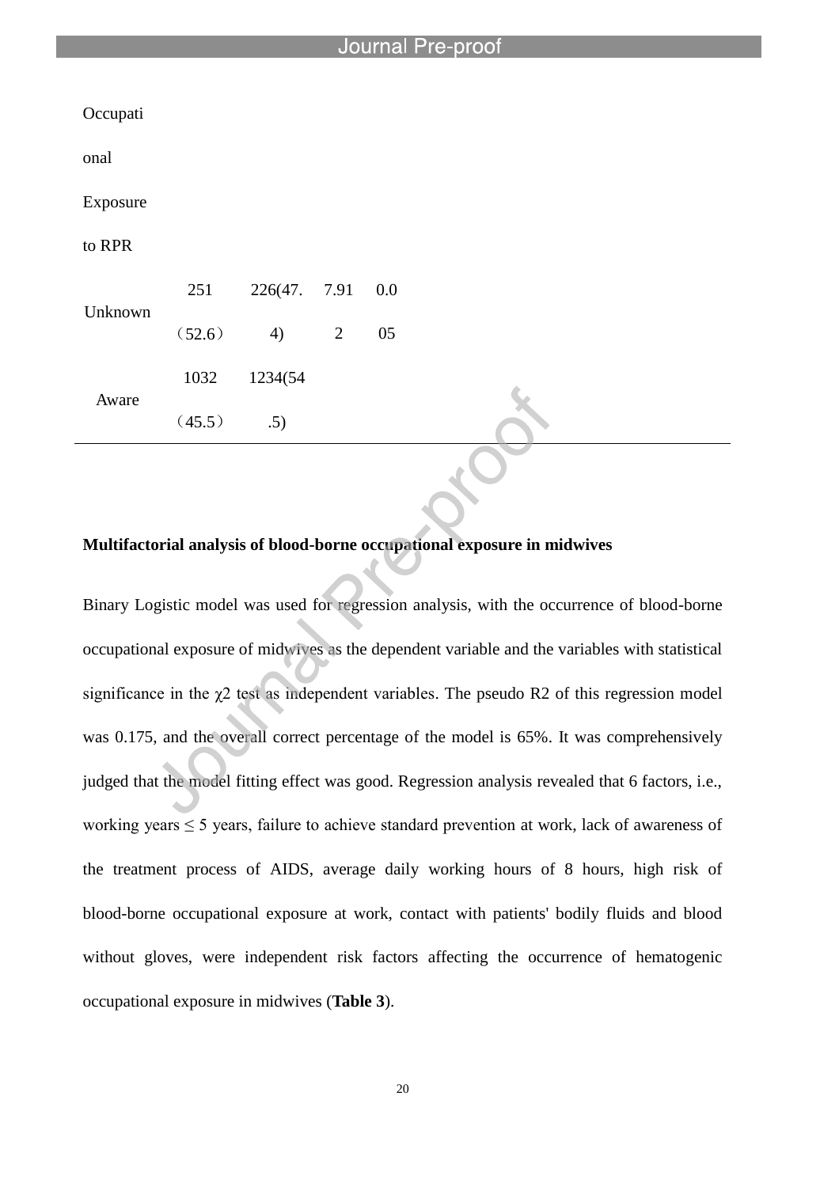| | | | | |
|---|---|---|---|---|
| Occupational Exposure to RPR | | | | |
| Unknown | 251（52.6） | 226(47.4) | 7.912 | 0.005 |
| Aware | 1032（45.5） | 1234(54.5) | | |

**Multifactorial analysis of blood-borne occupational exposure in midwives**

Binary Logistic model was used for regression analysis, with the occurrence of blood-borne occupational exposure of midwives as the dependent variable and the variables with statistical significance in the $\chi 2$ test as independent variables. The pseudo R2 of this regression model was 0.175, and the overall correct percentage of the model is 65%. It was comprehensively judged that the model fitting effect was good. Regression analysis revealed that 6 factors, i.e., working years $\leq$ 5 years, failure to achieve standard prevention at work, lack of awareness of the treatment process of AIDS, average daily working hours of 8 hours, high risk of blood-borne occupational exposure at work, contact with patients' bodily fluids and blood without gloves, were independent risk factors affecting the occurrence of hematogenic occupational exposure in midwives (**Table 3**).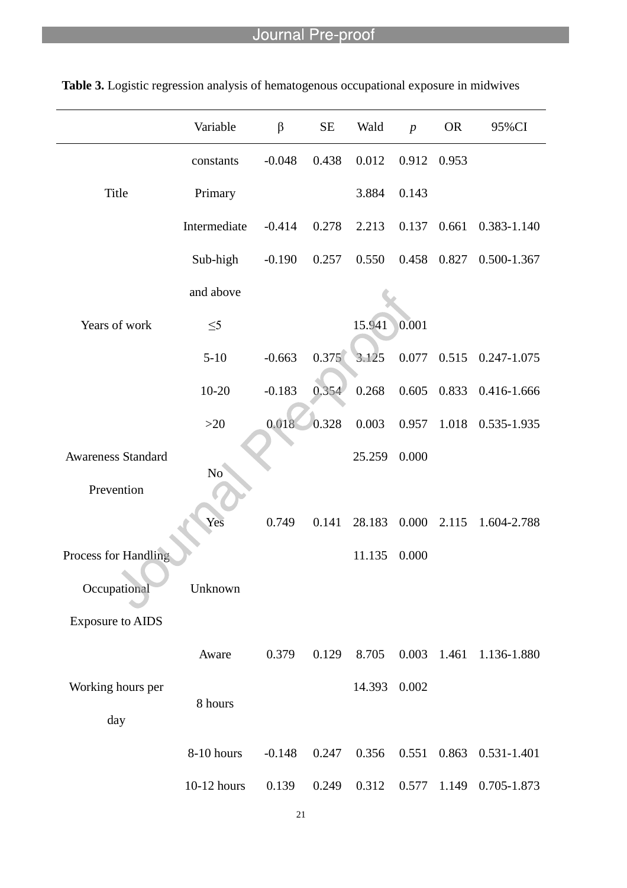**Table 3.** Logistic regression analysis of hematogenous occupational exposure in midwives

| | Variable | β | SE | Wald | *p* | OR | 95%CI |
|---|---|---|---|---|---|---|---|
| | constants | -0.048 | 0.438 | 0.012 | 0.912 | 0.953 | |
| Title | Primary | | | 3.884 | 0.143 | | |
| | Intermediate | -0.414 | 0.278 | 2.213 | 0.137 | 0.661 | 0.383-1.140 |
| | Sub-high and above | -0.190 | 0.257 | 0.550 | 0.458 | 0.827 | 0.500-1.367 |
| Years of work | ≤5 | | | 15.941 | 0.001 | | |
| | 5-10 | -0.663 | 0.375 | 3.125 | 0.077 | 0.515 | 0.247-1.075 |
| | 10-20 | -0.183 | 0.354 | 0.268 | 0.605 | 0.833 | 0.416-1.666 |
| | >20 | 0.018 | 0.328 | 0.003 | 0.957 | 1.018 | 0.535-1.935 |
| Awareness Standard Prevention | No | | | 25.259 | 0.000 | | |
| | Yes | 0.749 | 0.141 | 28.183 | 0.000 | 2.115 | 1.604-2.788 |
| Process for Handling Occupational Exposure to AIDS | Unknown | | | 11.135 | 0.000 | | |
| | Aware | 0.379 | 0.129 | 8.705 | 0.003 | 1.461 | 1.136-1.880 |
| Working hours per day | 8 hours | | | 14.393 | 0.002 | | |
| | 8-10 hours | -0.148 | 0.247 | 0.356 | 0.551 | 0.863 | 0.531-1.401 |
| | 10-12 hours | 0.139 | 0.249 | 0.312 | 0.577 | 1.149 | 0.705-1.873 |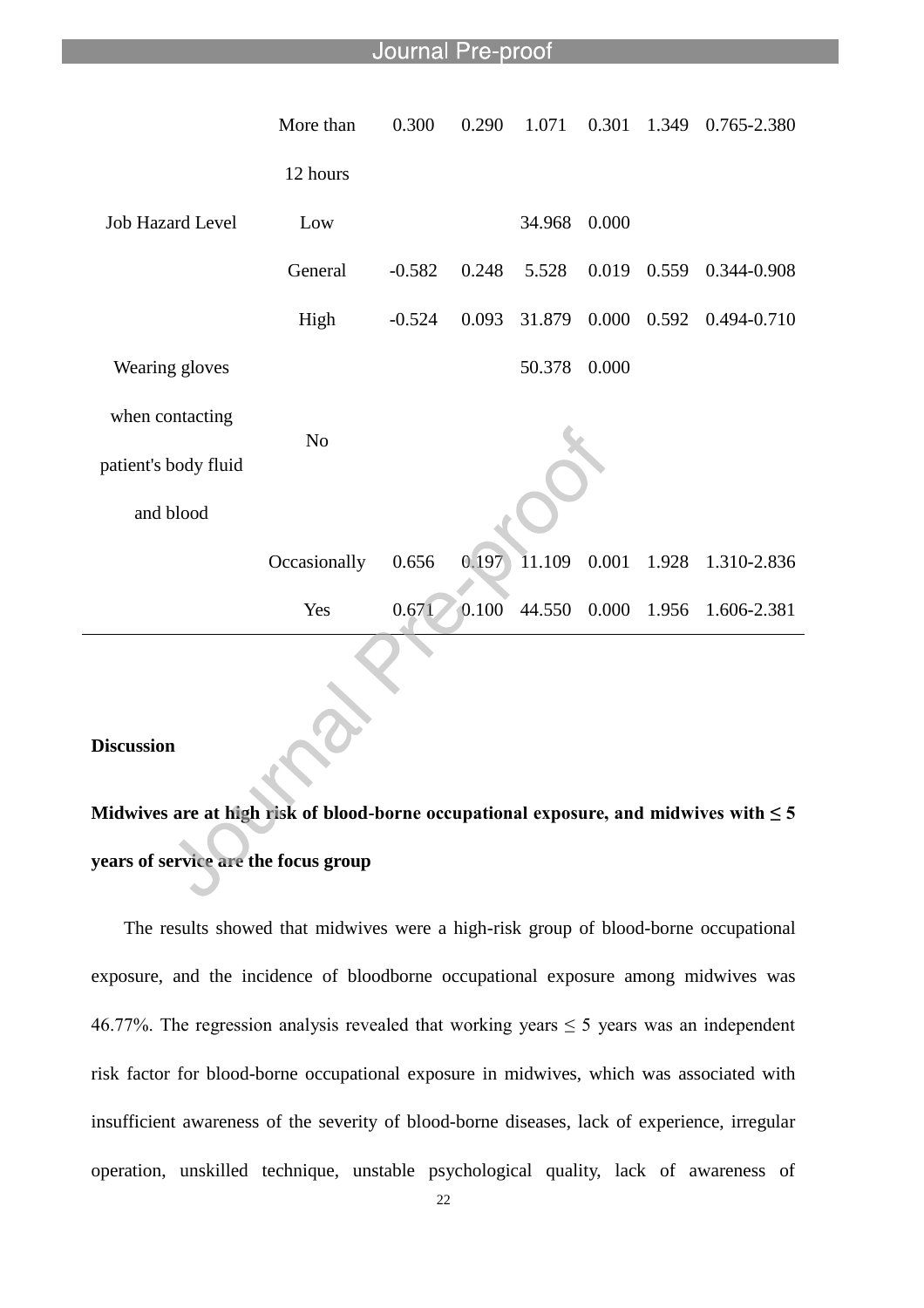| | | | | | | | |
|---|---|---|---|---|---|---|---|
| | More than 12 hours | 0.300 | 0.290 | 1.071 | 0.301 | 1.349 | 0.765-2.380 |
| Job Hazard Level | Low | | | 34.968 | 0.000 | | |
| | General | -0.582 | 0.248 | 5.528 | 0.019 | 0.559 | 0.344-0.908 |
| | High | -0.524 | 0.093 | 31.879 | 0.000 | 0.592 | 0.494-0.710 |
| Wearing gloves when contacting patient's body fluid and blood | | | | 50.378 | 0.000 | | |
| | No | | | | | | |
| | Occasionally | 0.656 | 0.197 | 11.109 | 0.001 | 1.928 | 1.310-2.836 |
| | Yes | 0.671 | 0.100 | 44.550 | 0.000 | 1.956 | 1.606-2.381 |

**Discussion**

**Midwives are at high risk of blood-borne occupational exposure, and midwives with ≤ 5 years of service are the focus group**

The results showed that midwives were a high-risk group of blood-borne occupational exposure, and the incidence of bloodborne occupational exposure among midwives was 46.77%. The regression analysis revealed that working years ≤ 5 years was an independent risk factor for blood-borne occupational exposure in midwives, which was associated with insufficient awareness of the severity of blood-borne diseases, lack of experience, irregular operation, unskilled technique, unstable psychological quality, lack of awareness of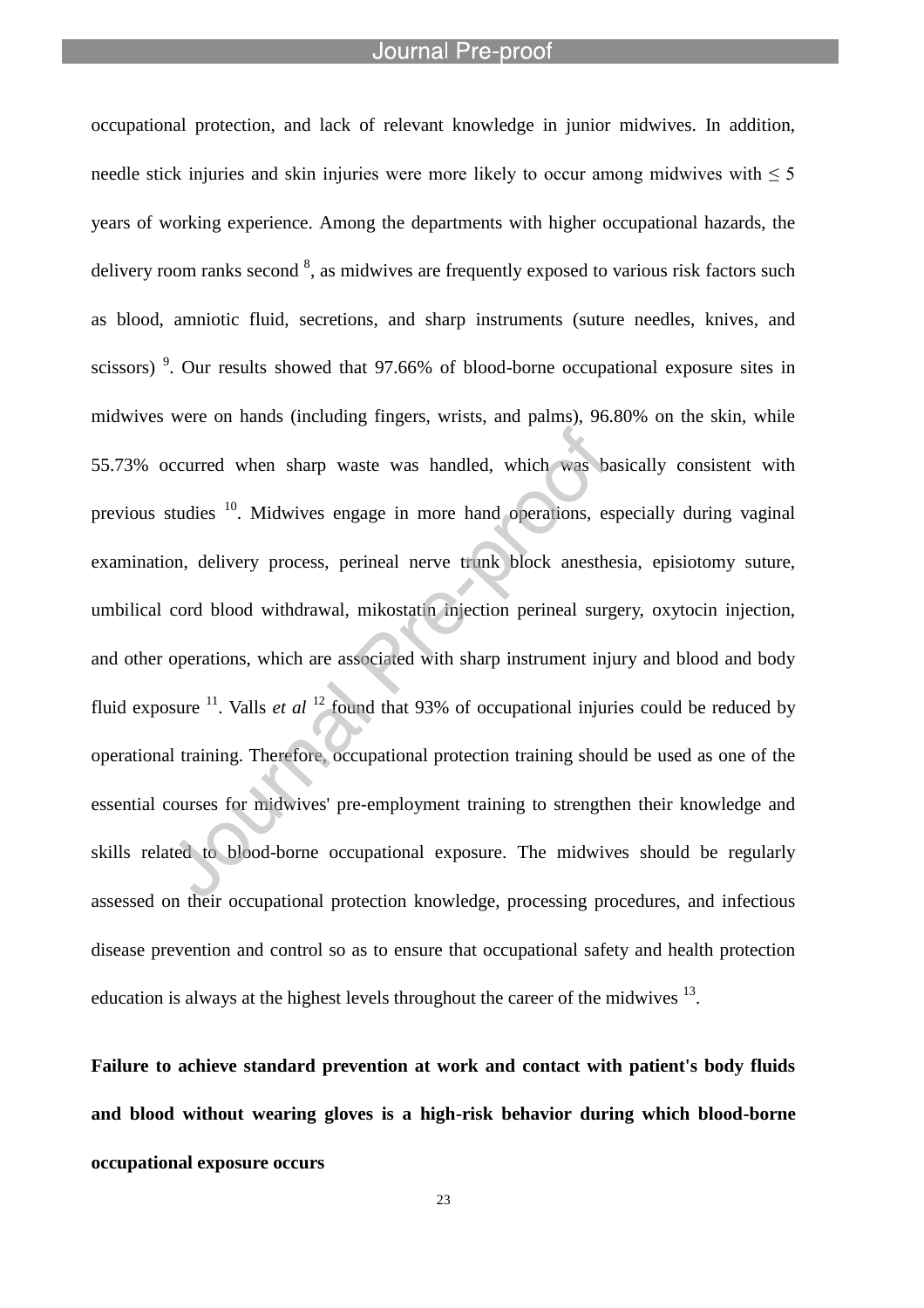occupational protection, and lack of relevant knowledge in junior midwives. In addition, needle stick injuries and skin injuries were more likely to occur among midwives with ≤ 5 years of working experience. Among the departments with higher occupational hazards, the delivery room ranks second [8], as midwives are frequently exposed to various risk factors such as blood, amniotic fluid, secretions, and sharp instruments (suture needles, knives, and scissors) [9]. Our results showed that 97.66% of blood-borne occupational exposure sites in midwives were on hands (including fingers, wrists, and palms), 96.80% on the skin, while 55.73% occurred when sharp waste was handled, which was basically consistent with previous studies [10]. Midwives engage in more hand operations, especially during vaginal examination, delivery process, perineal nerve trunk block anesthesia, episiotomy suture, umbilical cord blood withdrawal, mikostatin injection perineal surgery, oxytocin injection, and other operations, which are associated with sharp instrument injury and blood and body fluid exposure [11]. Valls *et al* [12] found that 93% of occupational injuries could be reduced by operational training. Therefore, occupational protection training should be used as one of the essential courses for midwives' pre-employment training to strengthen their knowledge and skills related to blood-borne occupational exposure. The midwives should be regularly assessed on their occupational protection knowledge, processing procedures, and infectious disease prevention and control so as to ensure that occupational safety and health protection education is always at the highest levels throughout the career of the midwives [13].

**Failure to achieve standard prevention at work and contact with patient's body fluids and blood without wearing gloves is a high-risk behavior during which blood-borne occupational exposure occurs**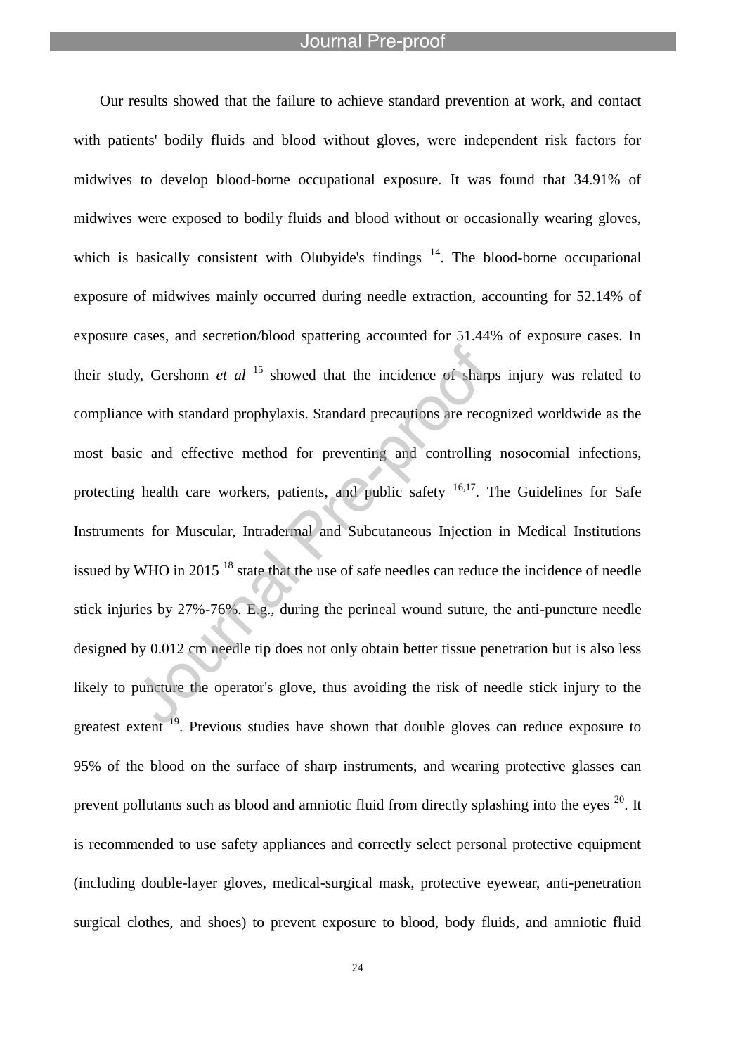Our results showed that the failure to achieve standard prevention at work, and contact with patients' bodily fluids and blood without gloves, were independent risk factors for midwives to develop blood-borne occupational exposure. It was found that 34.91% of midwives were exposed to bodily fluids and blood without or occasionally wearing gloves, which is basically consistent with Olubyide's findings [14]. The blood-borne occupational exposure of midwives mainly occurred during needle extraction, accounting for 52.14% of exposure cases, and secretion/blood spattering accounted for 51.44% of exposure cases. In their study, Gershonn *et al* [15] showed that the incidence of sharps injury was related to compliance with standard prophylaxis. Standard precautions are recognized worldwide as the most basic and effective method for preventing and controlling nosocomial infections, protecting health care workers, patients, and public safety [16,17]. The Guidelines for Safe Instruments for Muscular, Intradermal and Subcutaneous Injection in Medical Institutions issued by WHO in 2015 [18] state that the use of safe needles can reduce the incidence of needle stick injuries by 27%-76%. E.g., during the perineal wound suture, the anti-puncture needle designed by 0.012 cm needle tip does not only obtain better tissue penetration but is also less likely to puncture the operator's glove, thus avoiding the risk of needle stick injury to the greatest extent [19]. Previous studies have shown that double gloves can reduce exposure to 95% of the blood on the surface of sharp instruments, and wearing protective glasses can prevent pollutants such as blood and amniotic fluid from directly splashing into the eyes [20]. It is recommended to use safety appliances and correctly select personal protective equipment (including double-layer gloves, medical-surgical mask, protective eyewear, anti-penetration surgical clothes, and shoes) to prevent exposure to blood, body fluids, and amniotic fluid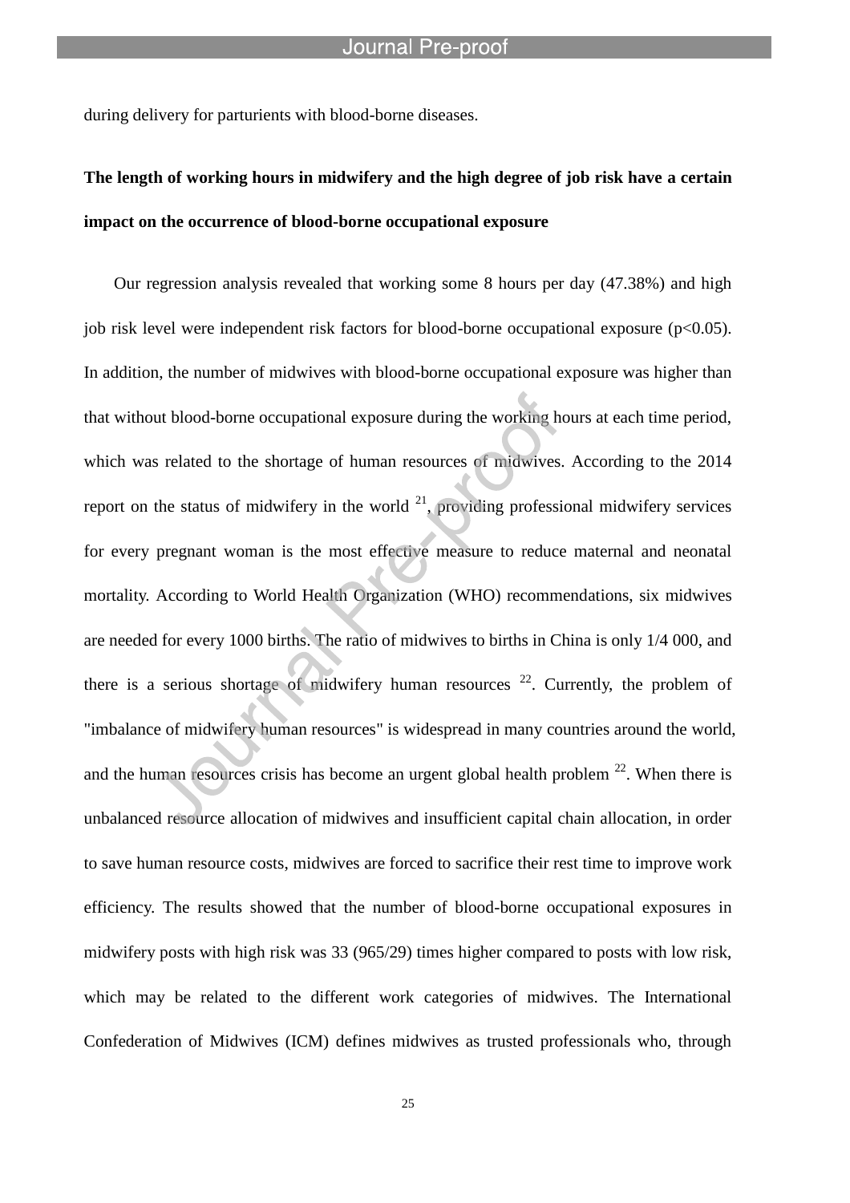during delivery for parturients with blood-borne diseases.

**The length of working hours in midwifery and the high degree of job risk have a certain impact on the occurrence of blood-borne occupational exposure**

Our regression analysis revealed that working some 8 hours per day (47.38%) and high job risk level were independent risk factors for blood-borne occupational exposure ($p<0.05$). In addition, the number of midwives with blood-borne occupational exposure was higher than that without blood-borne occupational exposure during the working hours at each time period, which was related to the shortage of human resources of midwives. According to the 2014 report on the status of midwifery in the world [21], providing professional midwifery services for every pregnant woman is the most effective measure to reduce maternal and neonatal mortality. According to World Health Organization (WHO) recommendations, six midwives are needed for every 1000 births. The ratio of midwives to births in China is only 1/4 000, and there is a serious shortage of midwifery human resources [22]. Currently, the problem of "imbalance of midwifery human resources" is widespread in many countries around the world, and the human resources crisis has become an urgent global health problem [22]. When there is unbalanced resource allocation of midwives and insufficient capital chain allocation, in order to save human resource costs, midwives are forced to sacrifice their rest time to improve work efficiency. The results showed that the number of blood-borne occupational exposures in midwifery posts with high risk was 33 (965/29) times higher compared to posts with low risk, which may be related to the different work categories of midwives. The International Confederation of Midwives (ICM) defines midwives as trusted professionals who, through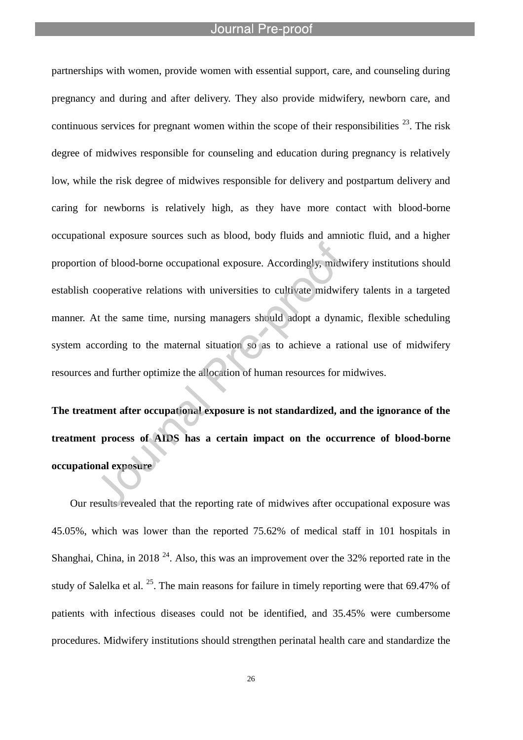partnerships with women, provide women with essential support, care, and counseling during pregnancy and during and after delivery. They also provide midwifery, newborn care, and continuous services for pregnant women within the scope of their responsibilities [23]. The risk degree of midwives responsible for counseling and education during pregnancy is relatively low, while the risk degree of midwives responsible for delivery and postpartum delivery and caring for newborns is relatively high, as they have more contact with blood-borne occupational exposure sources such as blood, body fluids and amniotic fluid, and a higher proportion of blood-borne occupational exposure. Accordingly, midwifery institutions should establish cooperative relations with universities to cultivate midwifery talents in a targeted manner. At the same time, nursing managers should adopt a dynamic, flexible scheduling system according to the maternal situation so as to achieve a rational use of midwifery resources and further optimize the allocation of human resources for midwives.

**The treatment after occupational exposure is not standardized, and the ignorance of the treatment process of AIDS has a certain impact on the occurrence of blood-borne occupational exposure**

Our results revealed that the reporting rate of midwives after occupational exposure was 45.05%, which was lower than the reported 75.62% of medical staff in 101 hospitals in Shanghai, China, in 2018 [24]. Also, this was an improvement over the 32% reported rate in the study of Salelka et al. [25]. The main reasons for failure in timely reporting were that 69.47% of patients with infectious diseases could not be identified, and 35.45% were cumbersome procedures. Midwifery institutions should strengthen perinatal health care and standardize the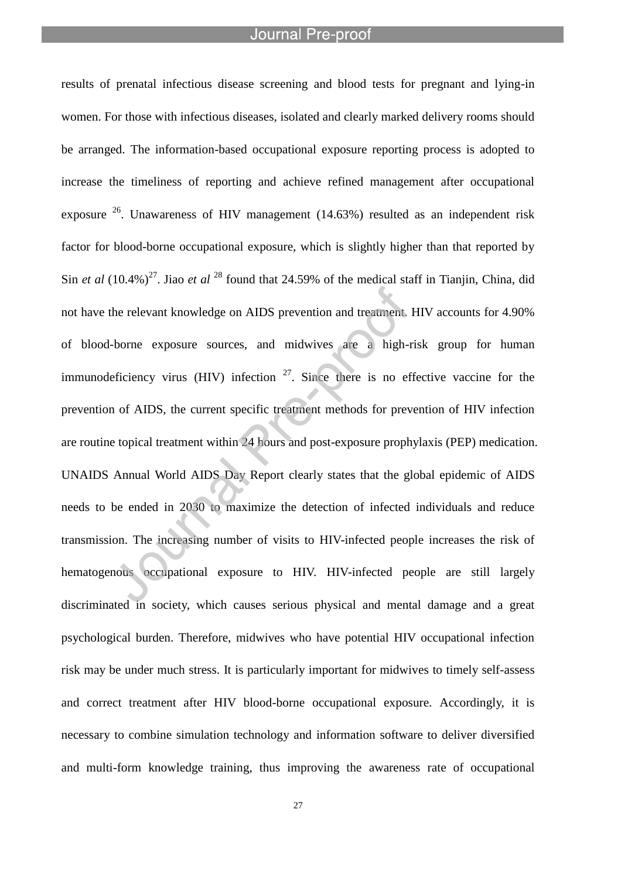results of prenatal infectious disease screening and blood tests for pregnant and lying-in women. For those with infectious diseases, isolated and clearly marked delivery rooms should be arranged. The information-based occupational exposure reporting process is adopted to increase the timeliness of reporting and achieve refined management after occupational exposure [26]. Unawareness of HIV management (14.63%) resulted as an independent risk factor for blood-borne occupational exposure, which is slightly higher than that reported by Sin *et al* (10.4%)[27]. Jiao *et al* [28] found that 24.59% of the medical staff in Tianjin, China, did not have the relevant knowledge on AIDS prevention and treatment. HIV accounts for 4.90% of blood-borne exposure sources, and midwives are a high-risk group for human immunodeficiency virus (HIV) infection [27]. Since there is no effective vaccine for the prevention of AIDS, the current specific treatment methods for prevention of HIV infection are routine topical treatment within 24 hours and post-exposure prophylaxis (PEP) medication. UNAIDS Annual World AIDS Day Report clearly states that the global epidemic of AIDS needs to be ended in 2030 to maximize the detection of infected individuals and reduce transmission. The increasing number of visits to HIV-infected people increases the risk of hematogenous occupational exposure to HIV. HIV-infected people are still largely discriminated in society, which causes serious physical and mental damage and a great psychological burden. Therefore, midwives who have potential HIV occupational infection risk may be under much stress. It is particularly important for midwives to timely self-assess and correct treatment after HIV blood-borne occupational exposure. Accordingly, it is necessary to combine simulation technology and information software to deliver diversified and multi-form knowledge training, thus improving the awareness rate of occupational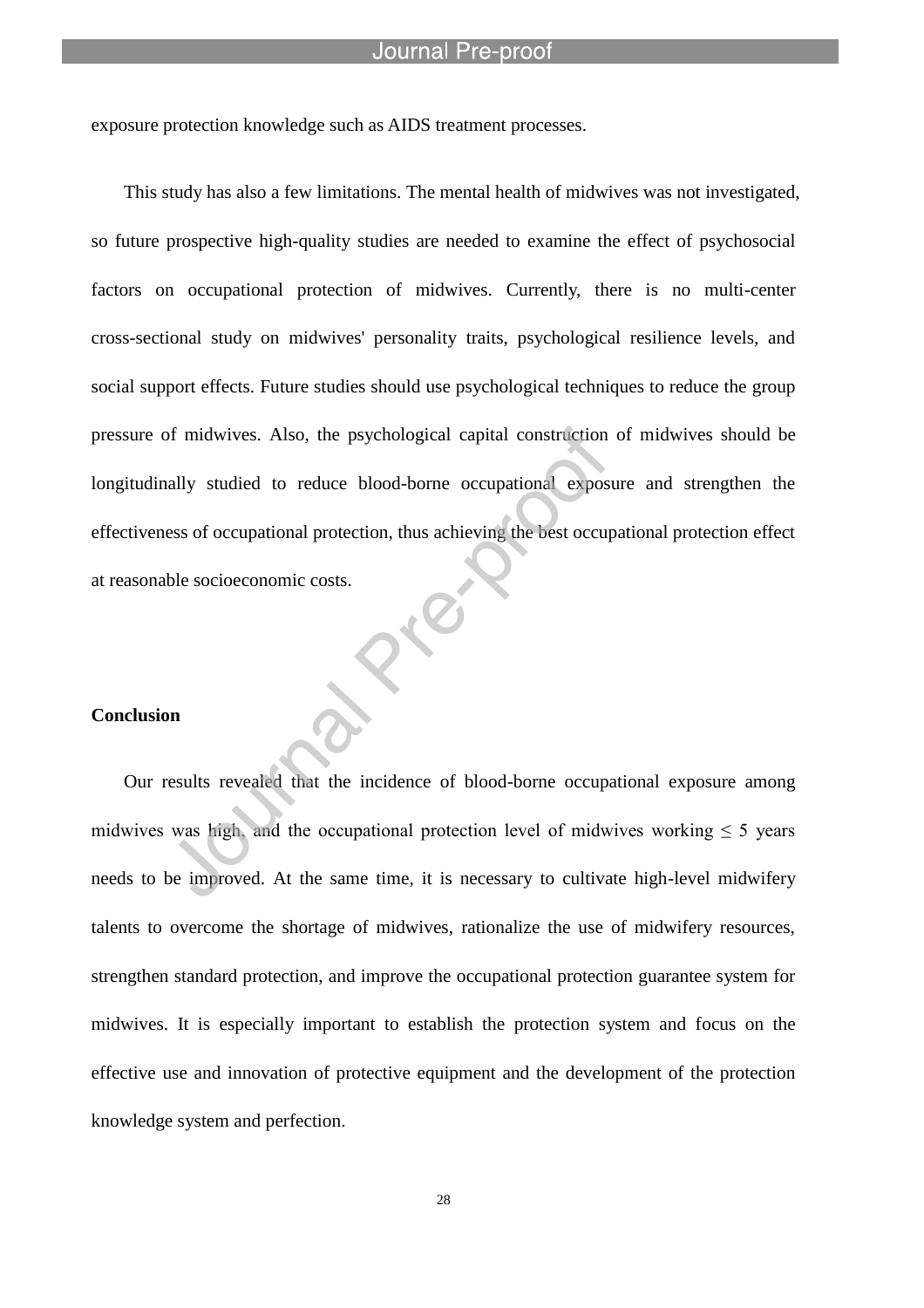exposure protection knowledge such as AIDS treatment processes.

This study has also a few limitations. The mental health of midwives was not investigated, so future prospective high-quality studies are needed to examine the effect of psychosocial factors on occupational protection of midwives. Currently, there is no multi-center cross-sectional study on midwives' personality traits, psychological resilience levels, and social support effects. Future studies should use psychological techniques to reduce the group pressure of midwives. Also, the psychological capital construction of midwives should be longitudinally studied to reduce blood-borne occupational exposure and strengthen the effectiveness of occupational protection, thus achieving the best occupational protection effect at reasonable socioeconomic costs.

## Conclusion

Our results revealed that the incidence of blood-borne occupational exposure among midwives was high, and the occupational protection level of midwives working ≤ 5 years needs to be improved. At the same time, it is necessary to cultivate high-level midwifery talents to overcome the shortage of midwives, rationalize the use of midwifery resources, strengthen standard protection, and improve the occupational protection guarantee system for midwives. It is especially important to establish the protection system and focus on the effective use and innovation of protective equipment and the development of the protection knowledge system and perfection.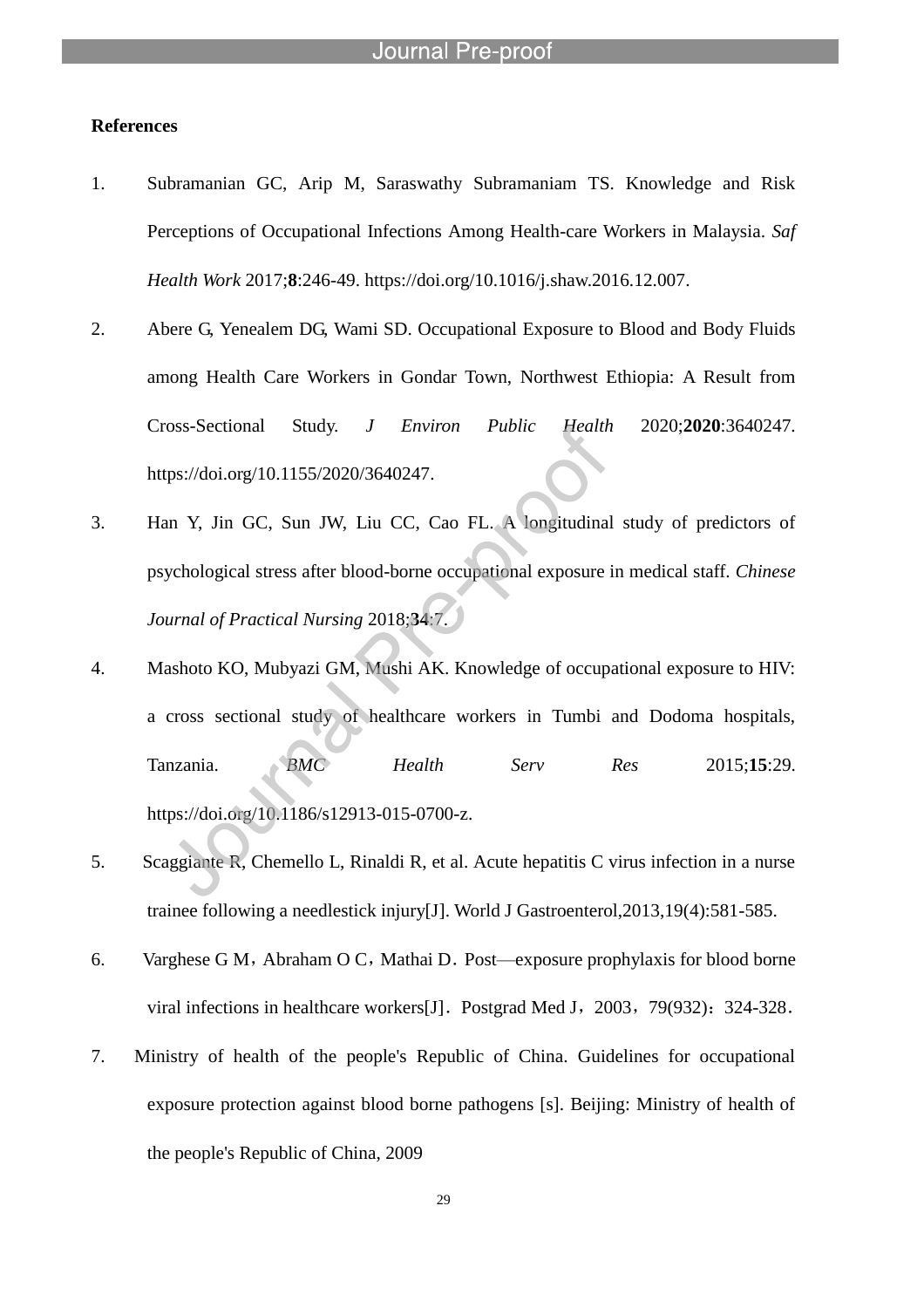**References**

1. Subramanian GC, Arip M, Saraswathy Subramaniam TS. Knowledge and Risk Perceptions of Occupational Infections Among Health-care Workers in Malaysia. *Saf Health Work* 2017;**8**:246-49. https://doi.org/10.1016/j.shaw.2016.12.007.
2. Abere G, Yenealem DG, Wami SD. Occupational Exposure to Blood and Body Fluids among Health Care Workers in Gondar Town, Northwest Ethiopia: A Result from Cross-Sectional Study. *J Environ Public Health* 2020;**2020**:3640247. https://doi.org/10.1155/2020/3640247.
3. Han Y, Jin GC, Sun JW, Liu CC, Cao FL. A longitudinal study of predictors of psychological stress after blood-borne occupational exposure in medical staff. *Chinese Journal of Practical Nursing* 2018;**34**:7.
4. Mashoto KO, Mubyazi GM, Mushi AK. Knowledge of occupational exposure to HIV: a cross sectional study of healthcare workers in Tumbi and Dodoma hospitals, Tanzania. *BMC Health Serv Res* 2015;**15**:29. https://doi.org/10.1186/s12913-015-0700-z.
5. Scaggiante R, Chemello L, Rinaldi R, et al. Acute hepatitis C virus infection in a nurse trainee following a needlestick injury[J]. World J Gastroenterol,2013,19(4):581-585.
6. Varghese G M，Abraham O C，Mathai D．Post—exposure prophylaxis for blood borne viral infections in healthcare workers[J]．Postgrad Med J，2003，79(932)：324-328．
7. Ministry of health of the people's Republic of China. Guidelines for occupational exposure protection against blood borne pathogens [s]. Beijing: Ministry of health of the people's Republic of China, 2009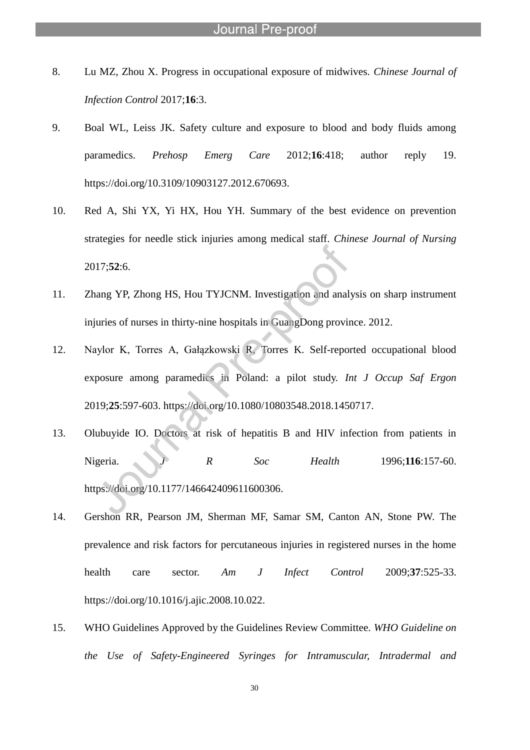8. Lu MZ, Zhou X. Progress in occupational exposure of midwives. *Chinese Journal of Infection Control* 2017;**16**:3.

9. Boal WL, Leiss JK. Safety culture and exposure to blood and body fluids among paramedics. *Prehosp Emerg Care* 2012;**16**:418; author reply 19. https://doi.org/10.3109/10903127.2012.670693.

10. Red A, Shi YX, Yi HX, Hou YH. Summary of the best evidence on prevention strategies for needle stick injuries among medical staff. *Chinese Journal of Nursing* 2017;**52**:6.

11. Zhang YP, Zhong HS, Hou TYJCNM. Investigation and analysis on sharp instrument injuries of nurses in thirty-nine hospitals in GuangDong province. 2012.

12. Naylor K, Torres A, Gałązkowski R, Torres K. Self-reported occupational blood exposure among paramedics in Poland: a pilot study. *Int J Occup Saf Ergon* 2019;**25**:597-603. https://doi.org/10.1080/10803548.2018.1450717.

13. Olubuyide IO. Doctors at risk of hepatitis B and HIV infection from patients in Nigeria. *J R Soc Health* 1996;**116**:157-60. https://doi.org/10.1177/146642409611600306.

14. Gershon RR, Pearson JM, Sherman MF, Samar SM, Canton AN, Stone PW. The prevalence and risk factors for percutaneous injuries in registered nurses in the home health care sector. *Am J Infect Control* 2009;**37**:525-33. https://doi.org/10.1016/j.ajic.2008.10.022.

15. WHO Guidelines Approved by the Guidelines Review Committee. *WHO Guideline on the Use of Safety-Engineered Syringes for Intramuscular, Intradermal and*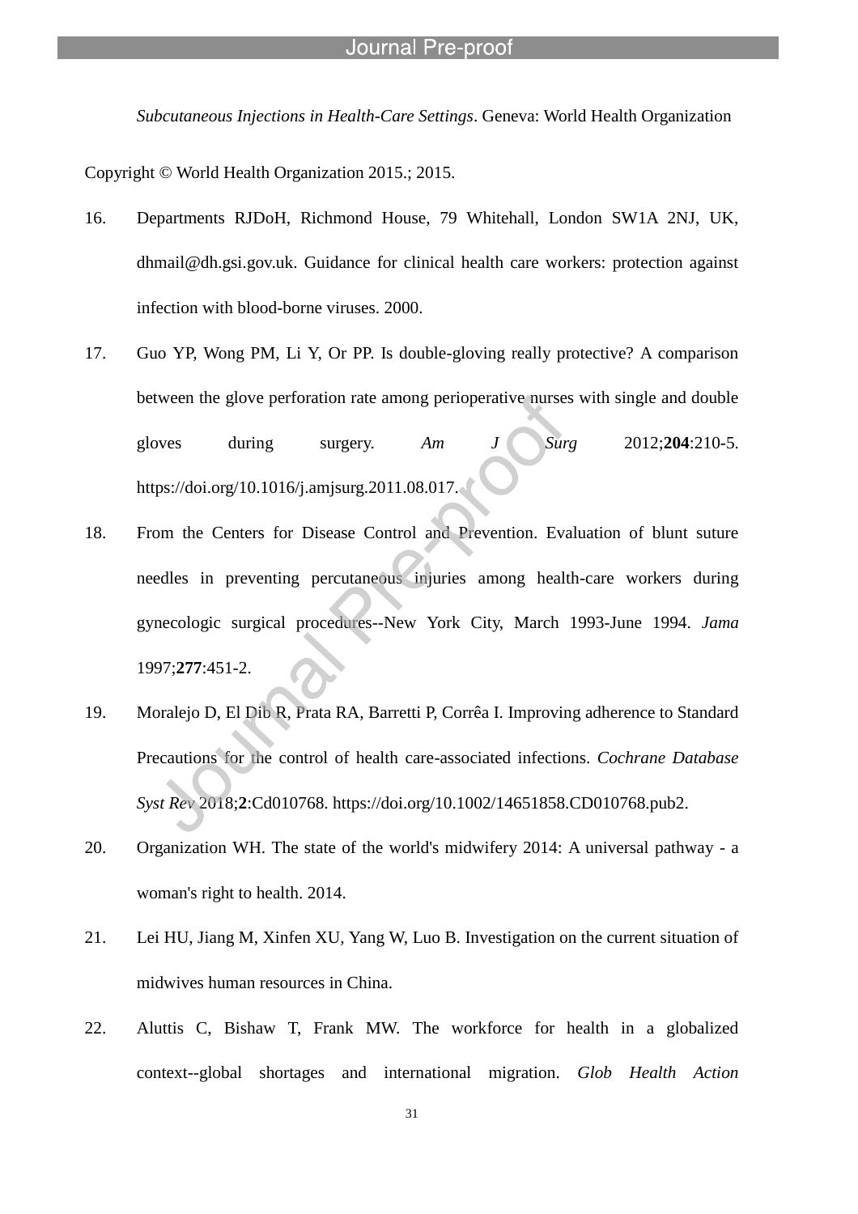*Subcutaneous Injections in Health-Care Settings*. Geneva: World Health Organization Copyright © World Health Organization 2015.; 2015.

16. Departments RJDoH, Richmond House, 79 Whitehall, London SW1A 2NJ, UK, dhmail@dh.gsi.gov.uk. Guidance for clinical health care workers: protection against infection with blood-borne viruses. 2000.

17. Guo YP, Wong PM, Li Y, Or PP. Is double-gloving really protective? A comparison between the glove perforation rate among perioperative nurses with single and double gloves during surgery. *Am J Surg* 2012;**204**:210-5. https://doi.org/10.1016/j.amjsurg.2011.08.017.

18. From the Centers for Disease Control and Prevention. Evaluation of blunt suture needles in preventing percutaneous injuries among health-care workers during gynecologic surgical procedures--New York City, March 1993-June 1994. *Jama* 1997;**277**:451-2.

19. Moralejo D, El Dib R, Prata RA, Barretti P, Corrêa I. Improving adherence to Standard Precautions for the control of health care-associated infections. *Cochrane Database Syst Rev* 2018;**2**:Cd010768. https://doi.org/10.1002/14651858.CD010768.pub2.

20. Organization WH. The state of the world's midwifery 2014: A universal pathway - a woman's right to health. 2014.

21. Lei HU, Jiang M, Xinfen XU, Yang W, Luo B. Investigation on the current situation of midwives human resources in China.

22. Aluttis C, Bishaw T, Frank MW. The workforce for health in a globalized context--global shortages and international migration. *Glob Health Action*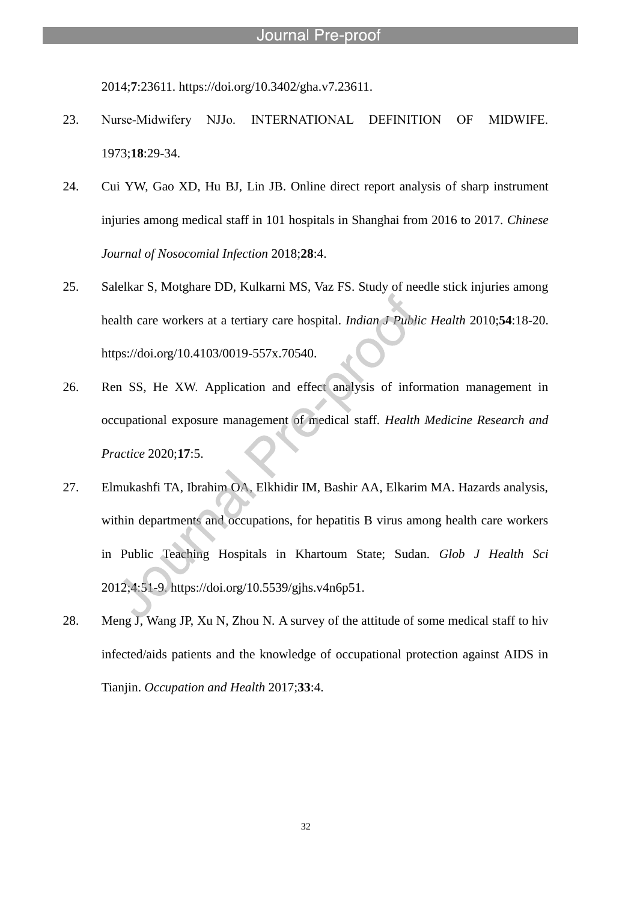2014;**7**:23611. https://doi.org/10.3402/gha.v7.23611.

23. Nurse-Midwifery NJJo. INTERNATIONAL DEFINITION OF MIDWIFE. 1973;**18**:29-34.

24. Cui YW, Gao XD, Hu BJ, Lin JB. Online direct report analysis of sharp instrument injuries among medical staff in 101 hospitals in Shanghai from 2016 to 2017. *Chinese Journal of Nosocomial Infection* 2018;**28**:4.

25. Salelkar S, Motghare DD, Kulkarni MS, Vaz FS. Study of needle stick injuries among health care workers at a tertiary care hospital. *Indian J Public Health* 2010;**54**:18-20. https://doi.org/10.4103/0019-557x.70540.

26. Ren SS, He XW. Application and effect analysis of information management in occupational exposure management of medical staff. *Health Medicine Research and Practice* 2020;**17**:5.

27. Elmukashfi TA, Ibrahim OA, Elkhidir IM, Bashir AA, Elkarim MA. Hazards analysis, within departments and occupations, for hepatitis B virus among health care workers in Public Teaching Hospitals in Khartoum State; Sudan. *Glob J Health Sci* 2012;**4**:51-9. https://doi.org/10.5539/gjhs.v4n6p51.

28. Meng J, Wang JP, Xu N, Zhou N. A survey of the attitude of some medical staff to hiv infected/aids patients and the knowledge of occupational protection against AIDS in Tianjin. *Occupation and Health* 2017;**33**:4.